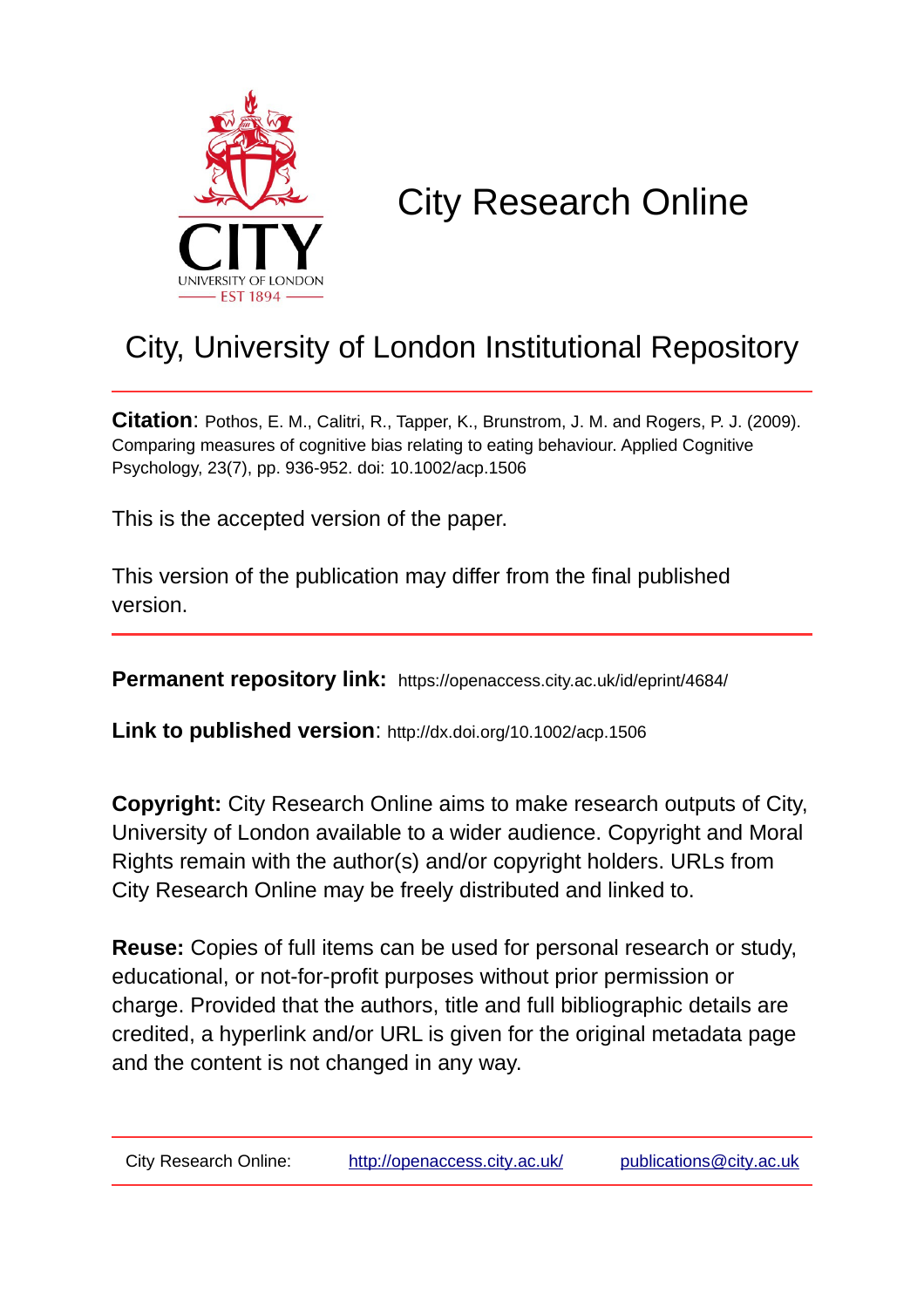# City Research Online

## City, University of London Institutional Repository

**Citation**: Pothos, E. M., Calitri, R., Tapper, K., Brunstrom, J. M. and Rogers, P. J. (2009). Comparing measures of cognitive bias relating to eating behaviour. Applied Cognitive Psychology, 23(7), pp. 936-952. doi: 10.1002/acp.1506

This is the accepted version of the paper.

This version of the publication may differ from the final published version.

**Permanent repository link:** https://openaccess.city.ac.uk/id/eprint/4684/

**Link to published version**: http://dx.doi.org/10.1002/acp.1506

**Copyright:** City Research Online aims to make research outputs of City, University of London available to a wider audience. Copyright and Moral Rights remain with the author(s) and/or copyright holders. URLs from City Research Online may be freely distributed and linked to.

**Reuse:** Copies of full items can be used for personal research or study, educational, or not-for-profit purposes without prior permission or charge. Provided that the authors, title and full bibliographic details are credited, a hyperlink and/or URL is given for the original metadata page and the content is not changed in any way.

City Research Online: http://openaccess.city.ac.uk/ publications@city.ac.uk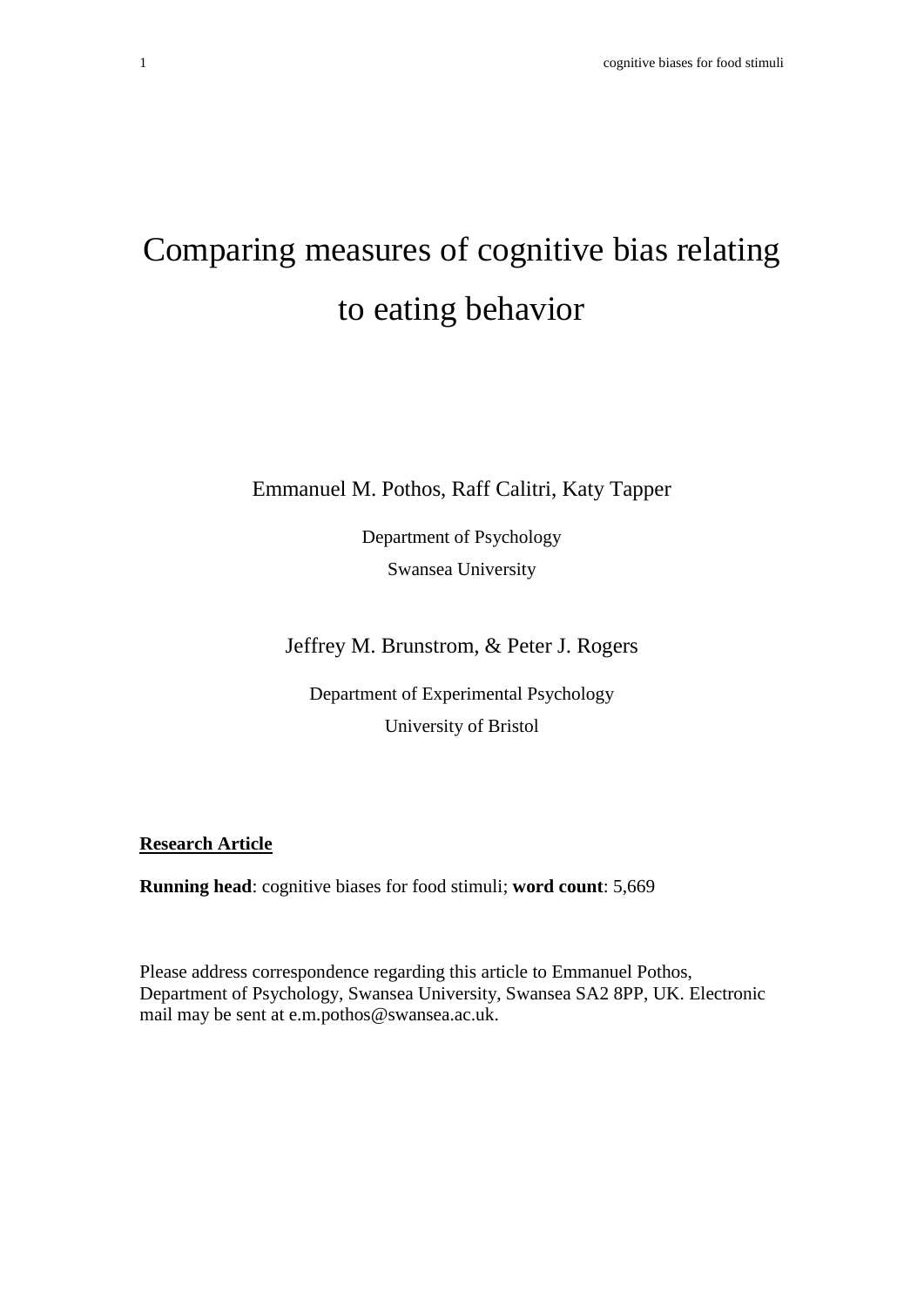# Comparing measures of cognitive bias relating to eating behavior

Emmanuel M. Pothos, Raff Calitri, Katy Tapper

Department of Psychology

Swansea University

Jeffrey M. Brunstrom, & Peter J. Rogers

Department of Experimental Psychology

University of Bristol

**Research Article**

**Running head**: cognitive biases for food stimuli; **word count**: 5,669

Please address correspondence regarding this article to Emmanuel Pothos, Department of Psychology, Swansea University, Swansea SA2 8PP, UK. Electronic mail may be sent at e.m.pothos@swansea.ac.uk.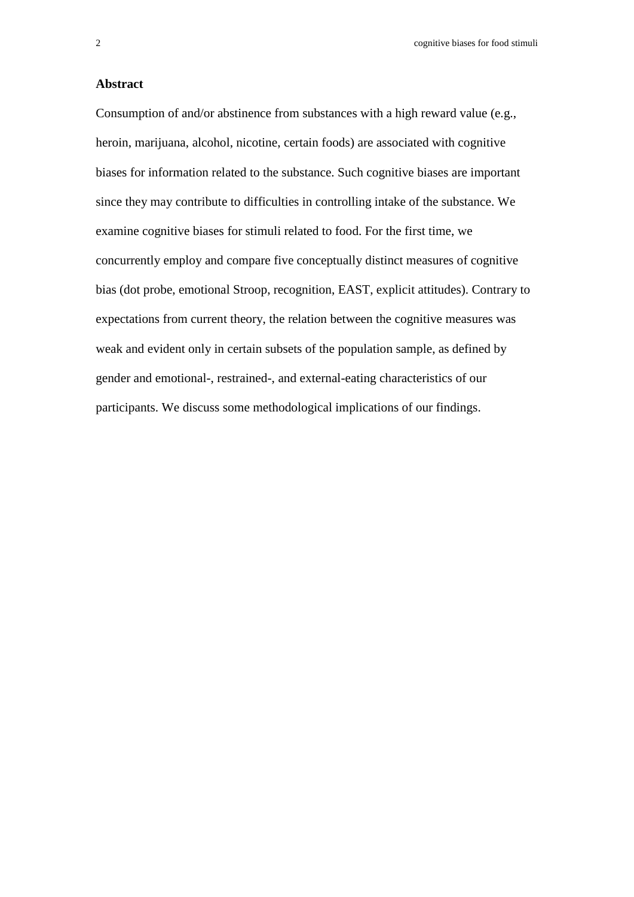## Abstract

Consumption of and/or abstinence from substances with a high reward value (e.g., heroin, marijuana, alcohol, nicotine, certain foods) are associated with cognitive biases for information related to the substance. Such cognitive biases are important since they may contribute to difficulties in controlling intake of the substance. We examine cognitive biases for stimuli related to food. For the first time, we concurrently employ and compare five conceptually distinct measures of cognitive bias (dot probe, emotional Stroop, recognition, EAST, explicit attitudes). Contrary to expectations from current theory, the relation between the cognitive measures was weak and evident only in certain subsets of the population sample, as defined by gender and emotional-, restrained-, and external-eating characteristics of our participants. We discuss some methodological implications of our findings.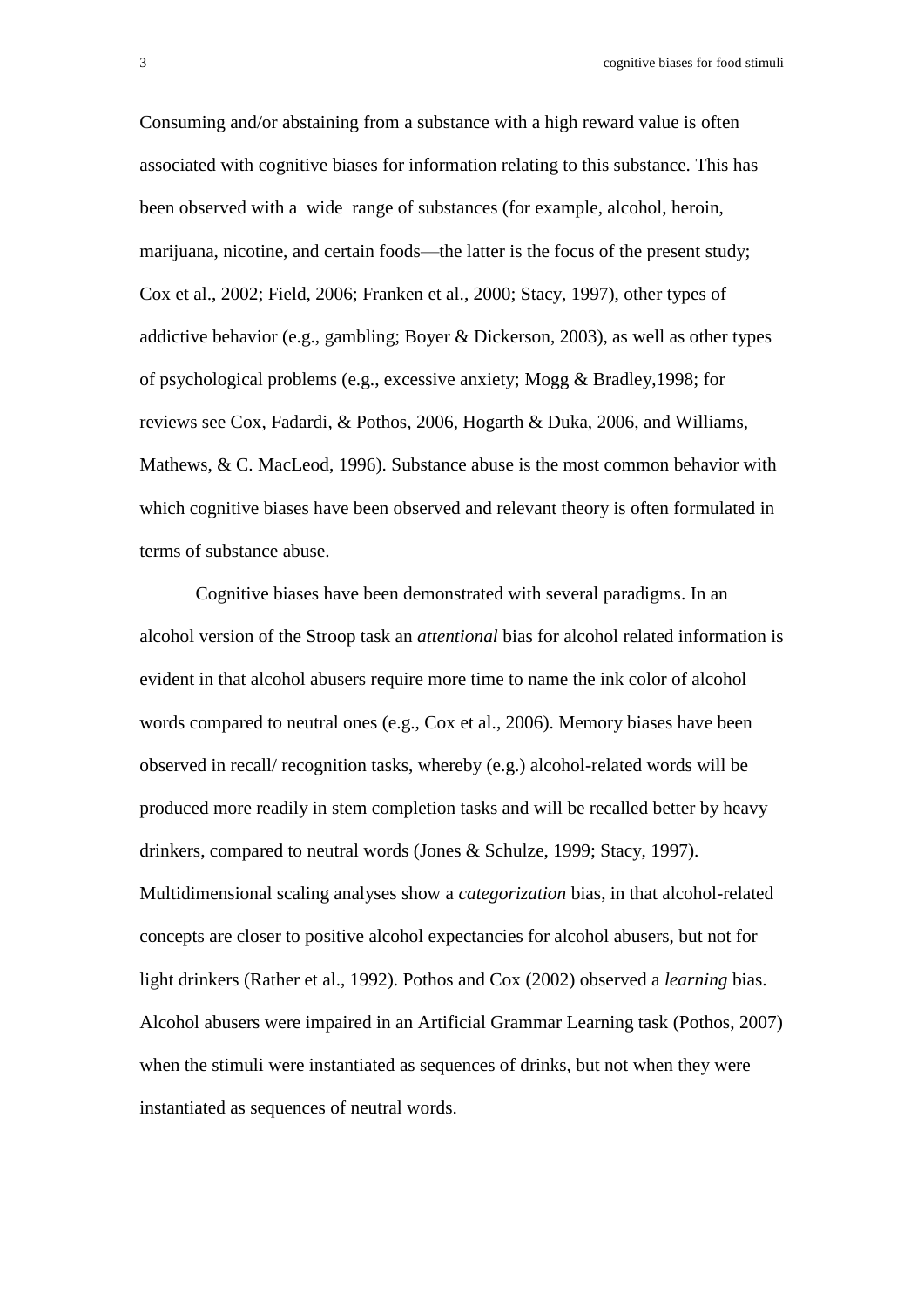Consuming and/or abstaining from a substance with a high reward value is often associated with cognitive biases for information relating to this substance. This has been observed with a wide range of substances (for example, alcohol, heroin, marijuana, nicotine, and certain foods—the latter is the focus of the present study; Cox et al., 2002; Field, 2006; Franken et al., 2000; Stacy, 1997), other types of addictive behavior (e.g., gambling; Boyer & Dickerson, 2003), as well as other types of psychological problems (e.g., excessive anxiety; Mogg & Bradley,1998; for reviews see Cox, Fadardi, & Pothos, 2006, Hogarth & Duka, 2006, and Williams, Mathews, & C. MacLeod, 1996). Substance abuse is the most common behavior with which cognitive biases have been observed and relevant theory is often formulated in terms of substance abuse.

Cognitive biases have been demonstrated with several paradigms. In an alcohol version of the Stroop task an *attentional* bias for alcohol related information is evident in that alcohol abusers require more time to name the ink color of alcohol words compared to neutral ones (e.g., Cox et al., 2006). Memory biases have been observed in recall/ recognition tasks, whereby (e.g.) alcohol-related words will be produced more readily in stem completion tasks and will be recalled better by heavy drinkers, compared to neutral words (Jones & Schulze, 1999; Stacy, 1997). Multidimensional scaling analyses show a *categorization* bias, in that alcohol-related concepts are closer to positive alcohol expectancies for alcohol abusers, but not for light drinkers (Rather et al., 1992). Pothos and Cox (2002) observed a *learning* bias. Alcohol abusers were impaired in an Artificial Grammar Learning task (Pothos, 2007) when the stimuli were instantiated as sequences of drinks, but not when they were instantiated as sequences of neutral words.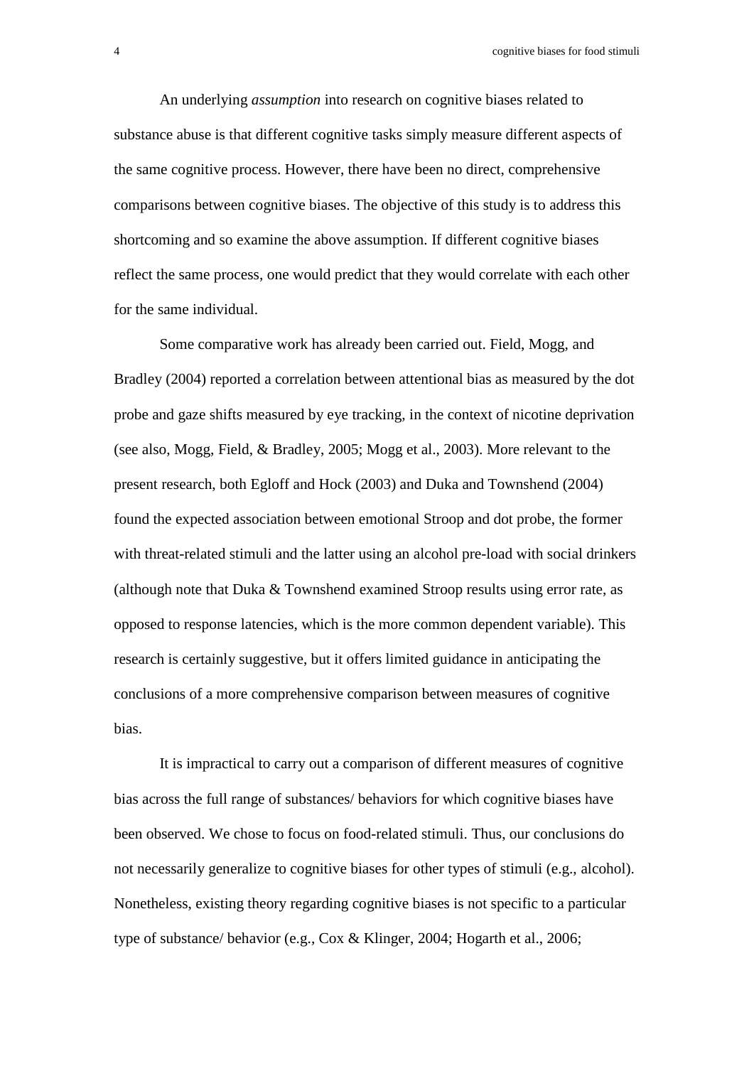An underlying *assumption* into research on cognitive biases related to substance abuse is that different cognitive tasks simply measure different aspects of the same cognitive process. However, there have been no direct, comprehensive comparisons between cognitive biases. The objective of this study is to address this shortcoming and so examine the above assumption. If different cognitive biases reflect the same process, one would predict that they would correlate with each other for the same individual.

Some comparative work has already been carried out. Field, Mogg, and Bradley (2004) reported a correlation between attentional bias as measured by the dot probe and gaze shifts measured by eye tracking, in the context of nicotine deprivation (see also, Mogg, Field, & Bradley, 2005; Mogg et al., 2003). More relevant to the present research, both Egloff and Hock (2003) and Duka and Townshend (2004) found the expected association between emotional Stroop and dot probe, the former with threat-related stimuli and the latter using an alcohol pre-load with social drinkers (although note that Duka & Townshend examined Stroop results using error rate, as opposed to response latencies, which is the more common dependent variable). This research is certainly suggestive, but it offers limited guidance in anticipating the conclusions of a more comprehensive comparison between measures of cognitive bias.

It is impractical to carry out a comparison of different measures of cognitive bias across the full range of substances/ behaviors for which cognitive biases have been observed. We chose to focus on food-related stimuli. Thus, our conclusions do not necessarily generalize to cognitive biases for other types of stimuli (e.g., alcohol). Nonetheless, existing theory regarding cognitive biases is not specific to a particular type of substance/ behavior (e.g., Cox & Klinger, 2004; Hogarth et al., 2006;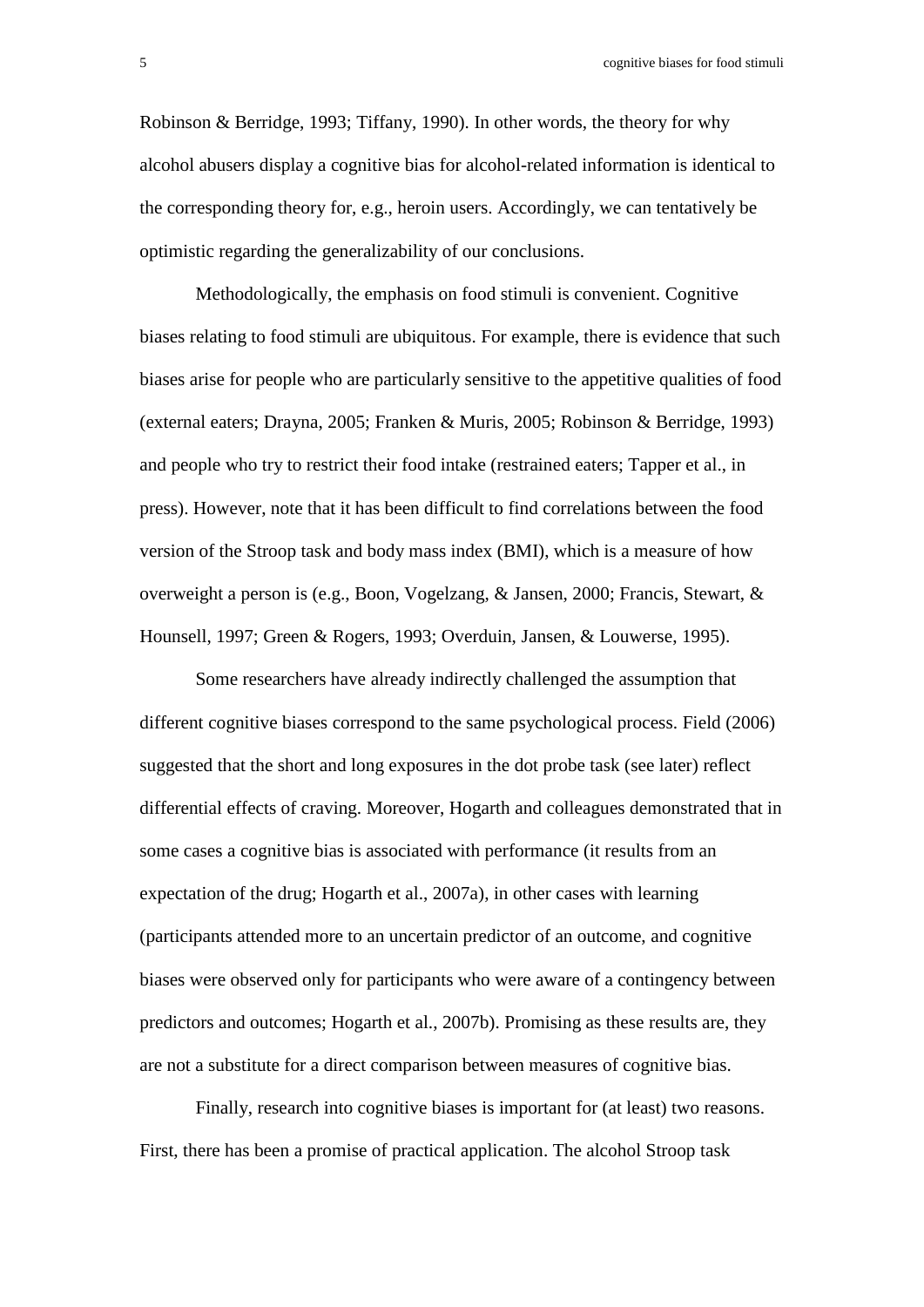Robinson & Berridge, 1993; Tiffany, 1990). In other words, the theory for why alcohol abusers display a cognitive bias for alcohol-related information is identical to the corresponding theory for, e.g., heroin users. Accordingly, we can tentatively be optimistic regarding the generalizability of our conclusions.

Methodologically, the emphasis on food stimuli is convenient. Cognitive biases relating to food stimuli are ubiquitous. For example, there is evidence that such biases arise for people who are particularly sensitive to the appetitive qualities of food (external eaters; Drayna, 2005; Franken & Muris, 2005; Robinson & Berridge, 1993) and people who try to restrict their food intake (restrained eaters; Tapper et al., in press). However, note that it has been difficult to find correlations between the food version of the Stroop task and body mass index (BMI), which is a measure of how overweight a person is (e.g., Boon, Vogelzang, & Jansen, 2000; Francis, Stewart, & Hounsell, 1997; Green & Rogers, 1993; Overduin, Jansen, & Louwerse, 1995).

Some researchers have already indirectly challenged the assumption that different cognitive biases correspond to the same psychological process. Field (2006) suggested that the short and long exposures in the dot probe task (see later) reflect differential effects of craving. Moreover, Hogarth and colleagues demonstrated that in some cases a cognitive bias is associated with performance (it results from an expectation of the drug; Hogarth et al., 2007a), in other cases with learning (participants attended more to an uncertain predictor of an outcome, and cognitive biases were observed only for participants who were aware of a contingency between predictors and outcomes; Hogarth et al., 2007b). Promising as these results are, they are not a substitute for a direct comparison between measures of cognitive bias.

Finally, research into cognitive biases is important for (at least) two reasons. First, there has been a promise of practical application. The alcohol Stroop task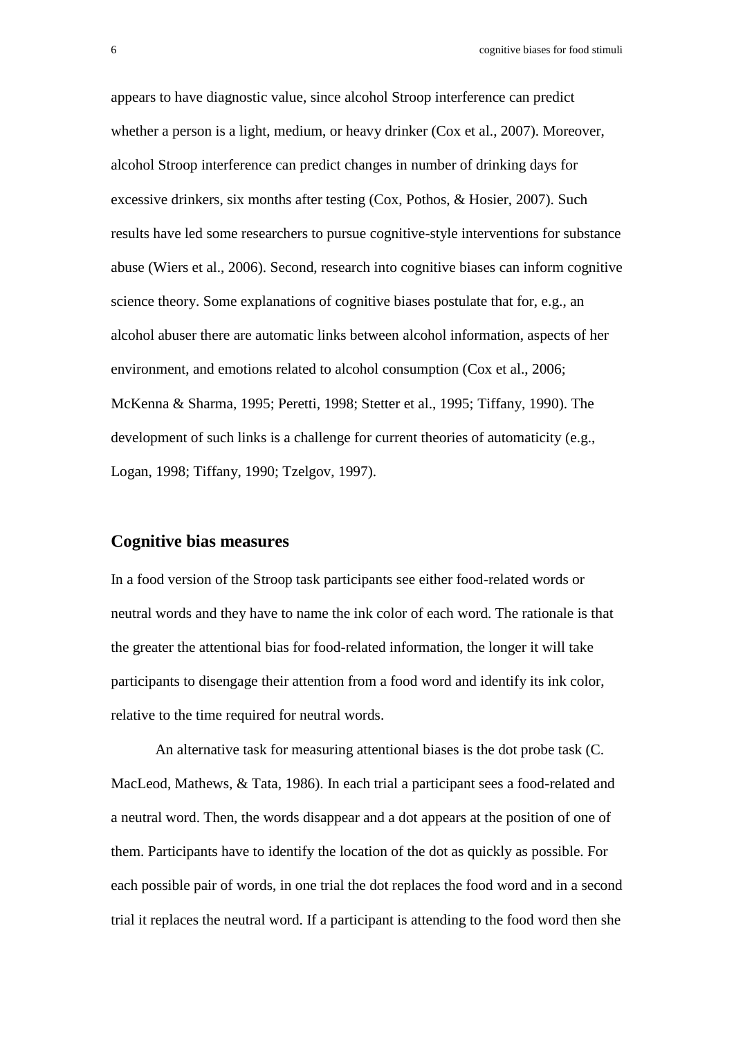appears to have diagnostic value, since alcohol Stroop interference can predict whether a person is a light, medium, or heavy drinker (Cox et al., 2007). Moreover, alcohol Stroop interference can predict changes in number of drinking days for excessive drinkers, six months after testing (Cox, Pothos, & Hosier, 2007). Such results have led some researchers to pursue cognitive-style interventions for substance abuse (Wiers et al., 2006). Second, research into cognitive biases can inform cognitive science theory. Some explanations of cognitive biases postulate that for, e.g., an alcohol abuser there are automatic links between alcohol information, aspects of her environment, and emotions related to alcohol consumption (Cox et al., 2006; McKenna & Sharma, 1995; Peretti, 1998; Stetter et al., 1995; Tiffany, 1990). The development of such links is a challenge for current theories of automaticity (e.g., Logan, 1998; Tiffany, 1990; Tzelgov, 1997).

## Cognitive bias measures

In a food version of the Stroop task participants see either food-related words or neutral words and they have to name the ink color of each word. The rationale is that the greater the attentional bias for food-related information, the longer it will take participants to disengage their attention from a food word and identify its ink color, relative to the time required for neutral words.

An alternative task for measuring attentional biases is the dot probe task (C. MacLeod, Mathews, & Tata, 1986). In each trial a participant sees a food-related and a neutral word. Then, the words disappear and a dot appears at the position of one of them. Participants have to identify the location of the dot as quickly as possible. For each possible pair of words, in one trial the dot replaces the food word and in a second trial it replaces the neutral word. If a participant is attending to the food word then she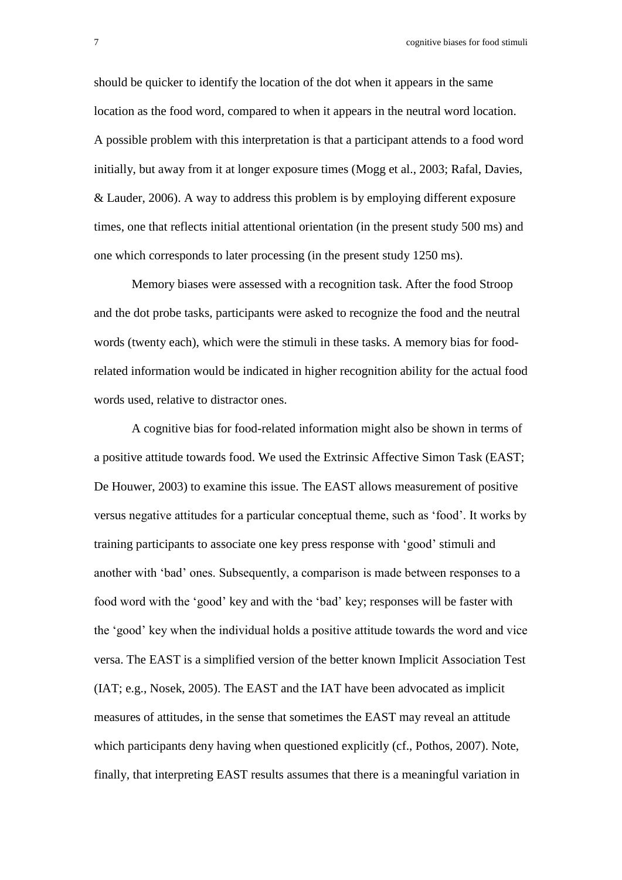should be quicker to identify the location of the dot when it appears in the same location as the food word, compared to when it appears in the neutral word location. A possible problem with this interpretation is that a participant attends to a food word initially, but away from it at longer exposure times (Mogg et al., 2003; Rafal, Davies, & Lauder, 2006). A way to address this problem is by employing different exposure times, one that reflects initial attentional orientation (in the present study 500 ms) and one which corresponds to later processing (in the present study 1250 ms).

Memory biases were assessed with a recognition task. After the food Stroop and the dot probe tasks, participants were asked to recognize the food and the neutral words (twenty each), which were the stimuli in these tasks. A memory bias for food-related information would be indicated in higher recognition ability for the actual food words used, relative to distractor ones.

A cognitive bias for food-related information might also be shown in terms of a positive attitude towards food. We used the Extrinsic Affective Simon Task (EAST; De Houwer, 2003) to examine this issue. The EAST allows measurement of positive versus negative attitudes for a particular conceptual theme, such as 'food'. It works by training participants to associate one key press response with 'good' stimuli and another with 'bad' ones. Subsequently, a comparison is made between responses to a food word with the 'good' key and with the 'bad' key; responses will be faster with the 'good' key when the individual holds a positive attitude towards the word and vice versa. The EAST is a simplified version of the better known Implicit Association Test (IAT; e.g., Nosek, 2005). The EAST and the IAT have been advocated as implicit measures of attitudes, in the sense that sometimes the EAST may reveal an attitude which participants deny having when questioned explicitly (cf., Pothos, 2007). Note, finally, that interpreting EAST results assumes that there is a meaningful variation in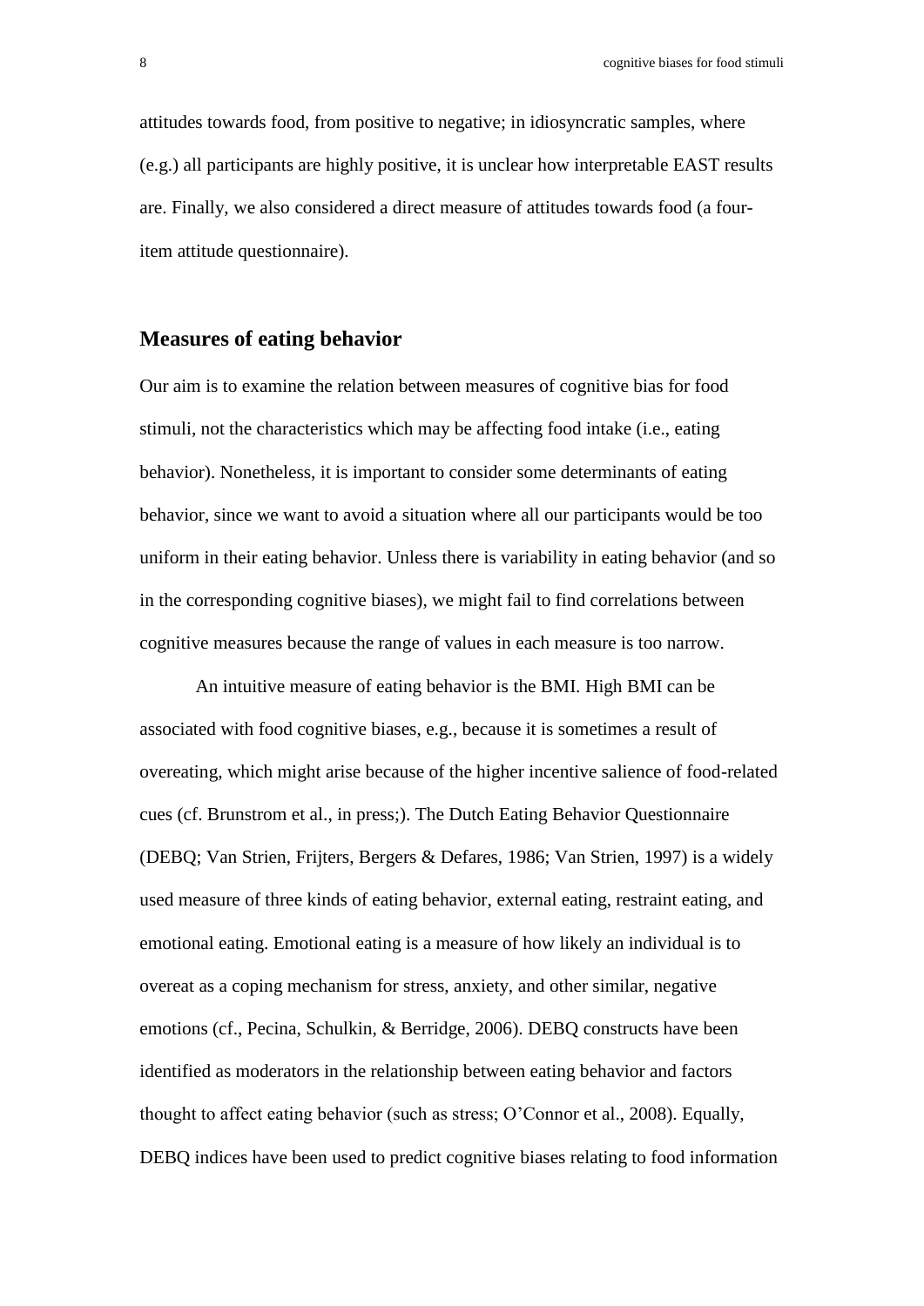attitudes towards food, from positive to negative; in idiosyncratic samples, where (e.g.) all participants are highly positive, it is unclear how interpretable EAST results are. Finally, we also considered a direct measure of attitudes towards food (a four-item attitude questionnaire).

## Measures of eating behavior

Our aim is to examine the relation between measures of cognitive bias for food stimuli, not the characteristics which may be affecting food intake (i.e., eating behavior). Nonetheless, it is important to consider some determinants of eating behavior, since we want to avoid a situation where all our participants would be too uniform in their eating behavior. Unless there is variability in eating behavior (and so in the corresponding cognitive biases), we might fail to find correlations between cognitive measures because the range of values in each measure is too narrow.

An intuitive measure of eating behavior is the BMI. High BMI can be associated with food cognitive biases, e.g., because it is sometimes a result of overeating, which might arise because of the higher incentive salience of food-related cues (cf. Brunstrom et al., in press;). The Dutch Eating Behavior Questionnaire (DEBQ; Van Strien, Frijters, Bergers & Defares, 1986; Van Strien, 1997) is a widely used measure of three kinds of eating behavior, external eating, restraint eating, and emotional eating. Emotional eating is a measure of how likely an individual is to overeat as a coping mechanism for stress, anxiety, and other similar, negative emotions (cf., Pecina, Schulkin, & Berridge, 2006). DEBQ constructs have been identified as moderators in the relationship between eating behavior and factors thought to affect eating behavior (such as stress; O'Connor et al., 2008). Equally, DEBQ indices have been used to predict cognitive biases relating to food information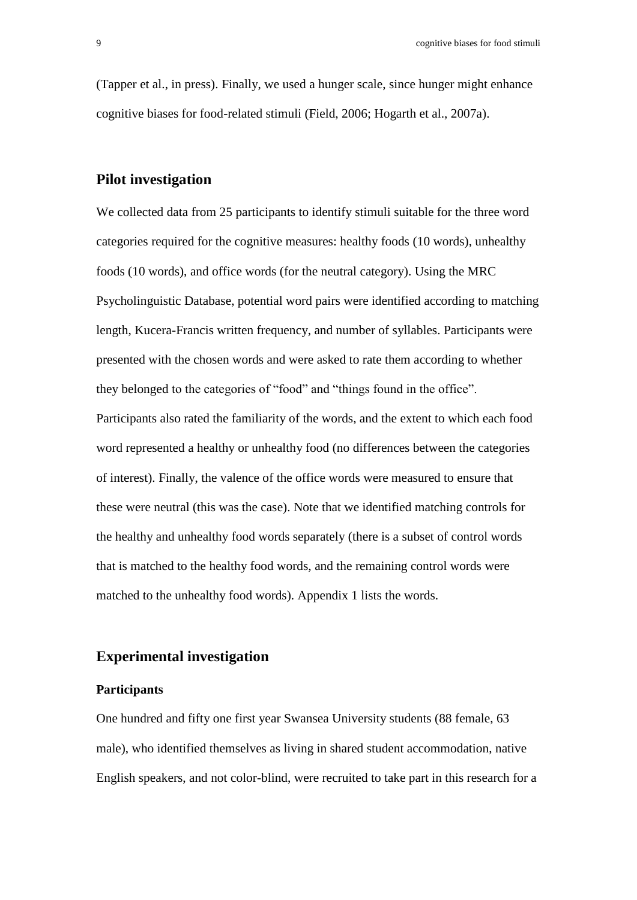(Tapper et al., in press). Finally, we used a hunger scale, since hunger might enhance cognitive biases for food-related stimuli (Field, 2006; Hogarth et al., 2007a).

## Pilot investigation

We collected data from 25 participants to identify stimuli suitable for the three word categories required for the cognitive measures: healthy foods (10 words), unhealthy foods (10 words), and office words (for the neutral category). Using the MRC Psycholinguistic Database, potential word pairs were identified according to matching length, Kucera-Francis written frequency, and number of syllables. Participants were presented with the chosen words and were asked to rate them according to whether they belonged to the categories of "food" and "things found in the office". Participants also rated the familiarity of the words, and the extent to which each food word represented a healthy or unhealthy food (no differences between the categories of interest). Finally, the valence of the office words were measured to ensure that these were neutral (this was the case). Note that we identified matching controls for the healthy and unhealthy food words separately (there is a subset of control words that is matched to the healthy food words, and the remaining control words were matched to the unhealthy food words). Appendix 1 lists the words.

## Experimental investigation

### Participants

One hundred and fifty one first year Swansea University students (88 female, 63 male), who identified themselves as living in shared student accommodation, native English speakers, and not color-blind, were recruited to take part in this research for a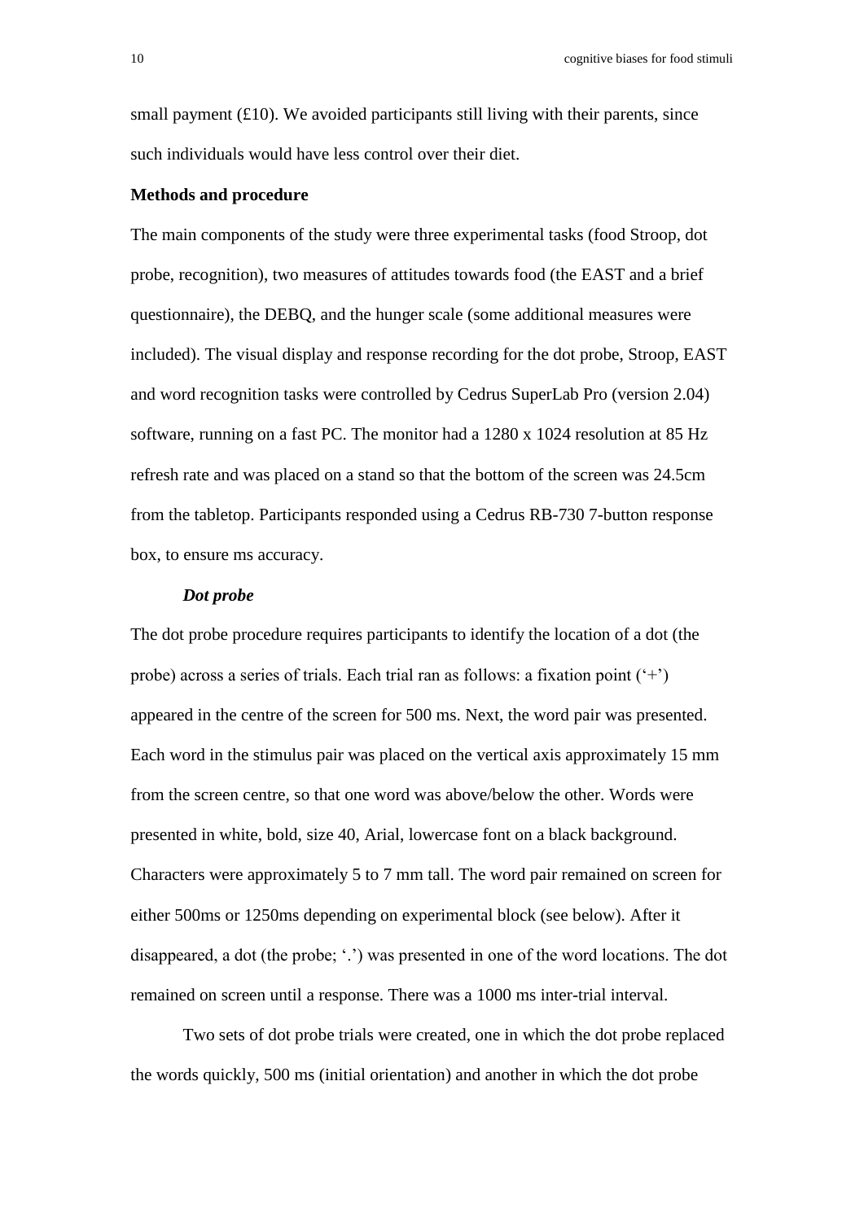small payment (£10). We avoided participants still living with their parents, since such individuals would have less control over their diet.

**Methods and procedure**

The main components of the study were three experimental tasks (food Stroop, dot probe, recognition), two measures of attitudes towards food (the EAST and a brief questionnaire), the DEBQ, and the hunger scale (some additional measures were included). The visual display and response recording for the dot probe, Stroop, EAST and word recognition tasks were controlled by Cedrus SuperLab Pro (version 2.04) software, running on a fast PC. The monitor had a 1280 x 1024 resolution at 85 Hz refresh rate and was placed on a stand so that the bottom of the screen was 24.5cm from the tabletop. Participants responded using a Cedrus RB-730 7-button response box, to ensure ms accuracy.

***Dot probe***

The dot probe procedure requires participants to identify the location of a dot (the probe) across a series of trials. Each trial ran as follows: a fixation point ('+') appeared in the centre of the screen for 500 ms. Next, the word pair was presented. Each word in the stimulus pair was placed on the vertical axis approximately 15 mm from the screen centre, so that one word was above/below the other. Words were presented in white, bold, size 40, Arial, lowercase font on a black background. Characters were approximately 5 to 7 mm tall. The word pair remained on screen for either 500ms or 1250ms depending on experimental block (see below). After it disappeared, a dot (the probe; '.') was presented in one of the word locations. The dot remained on screen until a response. There was a 1000 ms inter-trial interval.

Two sets of dot probe trials were created, one in which the dot probe replaced the words quickly, 500 ms (initial orientation) and another in which the dot probe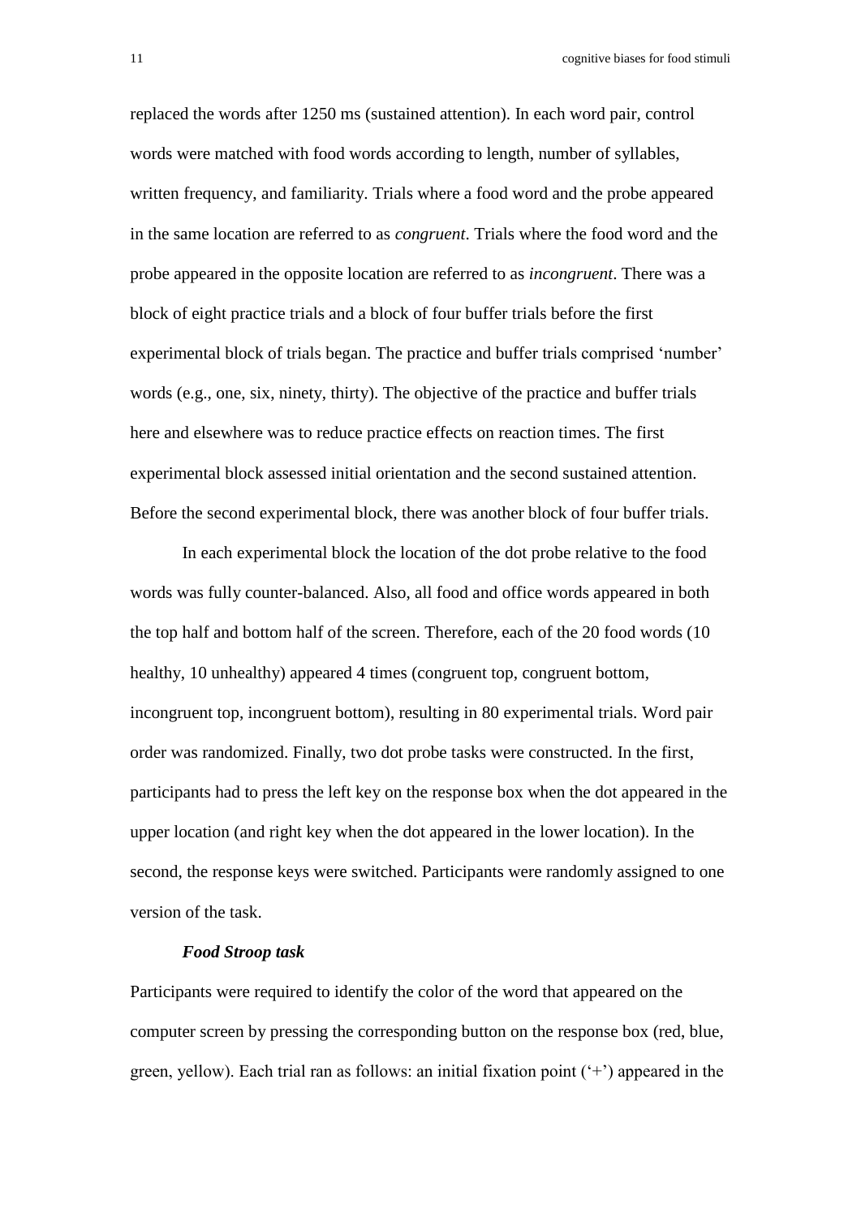replaced the words after 1250 ms (sustained attention). In each word pair, control words were matched with food words according to length, number of syllables, written frequency, and familiarity. Trials where a food word and the probe appeared in the same location are referred to as *congruent*. Trials where the food word and the probe appeared in the opposite location are referred to as *incongruent*. There was a block of eight practice trials and a block of four buffer trials before the first experimental block of trials began. The practice and buffer trials comprised 'number' words (e.g., one, six, ninety, thirty). The objective of the practice and buffer trials here and elsewhere was to reduce practice effects on reaction times. The first experimental block assessed initial orientation and the second sustained attention. Before the second experimental block, there was another block of four buffer trials.

In each experimental block the location of the dot probe relative to the food words was fully counter-balanced. Also, all food and office words appeared in both the top half and bottom half of the screen. Therefore, each of the 20 food words (10 healthy, 10 unhealthy) appeared 4 times (congruent top, congruent bottom, incongruent top, incongruent bottom), resulting in 80 experimental trials. Word pair order was randomized. Finally, two dot probe tasks were constructed. In the first, participants had to press the left key on the response box when the dot appeared in the upper location (and right key when the dot appeared in the lower location). In the second, the response keys were switched. Participants were randomly assigned to one version of the task.

***Food Stroop task***

Participants were required to identify the color of the word that appeared on the computer screen by pressing the corresponding button on the response box (red, blue, green, yellow). Each trial ran as follows: an initial fixation point ('+') appeared in the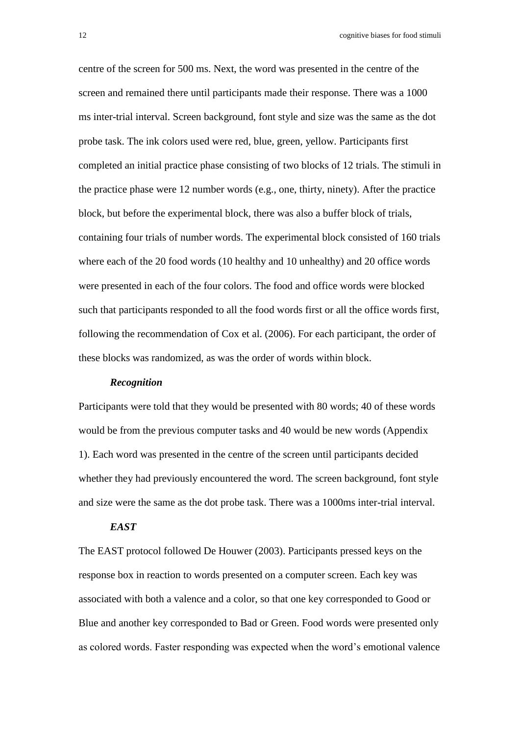centre of the screen for 500 ms. Next, the word was presented in the centre of the screen and remained there until participants made their response. There was a 1000 ms inter-trial interval. Screen background, font style and size was the same as the dot probe task. The ink colors used were red, blue, green, yellow. Participants first completed an initial practice phase consisting of two blocks of 12 trials. The stimuli in the practice phase were 12 number words (e.g., one, thirty, ninety). After the practice block, but before the experimental block, there was also a buffer block of trials, containing four trials of number words. The experimental block consisted of 160 trials where each of the 20 food words (10 healthy and 10 unhealthy) and 20 office words were presented in each of the four colors. The food and office words were blocked such that participants responded to all the food words first or all the office words first, following the recommendation of Cox et al. (2006). For each participant, the order of these blocks was randomized, as was the order of words within block.

***Recognition***

Participants were told that they would be presented with 80 words; 40 of these words would be from the previous computer tasks and 40 would be new words (Appendix 1). Each word was presented in the centre of the screen until participants decided whether they had previously encountered the word. The screen background, font style and size were the same as the dot probe task. There was a 1000ms inter-trial interval.

***EAST***

The EAST protocol followed De Houwer (2003). Participants pressed keys on the response box in reaction to words presented on a computer screen. Each key was associated with both a valence and a color, so that one key corresponded to Good or Blue and another key corresponded to Bad or Green. Food words were presented only as colored words. Faster responding was expected when the word's emotional valence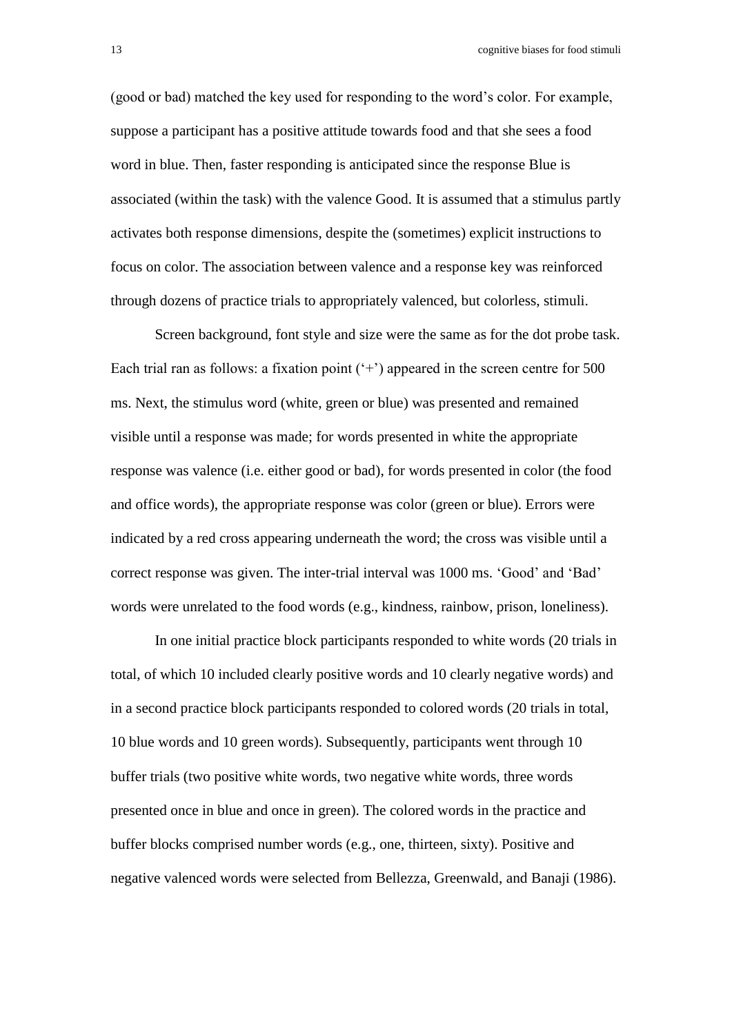(good or bad) matched the key used for responding to the word's color. For example, suppose a participant has a positive attitude towards food and that she sees a food word in blue. Then, faster responding is anticipated since the response Blue is associated (within the task) with the valence Good. It is assumed that a stimulus partly activates both response dimensions, despite the (sometimes) explicit instructions to focus on color. The association between valence and a response key was reinforced through dozens of practice trials to appropriately valenced, but colorless, stimuli.

Screen background, font style and size were the same as for the dot probe task. Each trial ran as follows: a fixation point ('+') appeared in the screen centre for 500 ms. Next, the stimulus word (white, green or blue) was presented and remained visible until a response was made; for words presented in white the appropriate response was valence (i.e. either good or bad), for words presented in color (the food and office words), the appropriate response was color (green or blue). Errors were indicated by a red cross appearing underneath the word; the cross was visible until a correct response was given. The inter-trial interval was 1000 ms. 'Good' and 'Bad' words were unrelated to the food words (e.g., kindness, rainbow, prison, loneliness).

In one initial practice block participants responded to white words (20 trials in total, of which 10 included clearly positive words and 10 clearly negative words) and in a second practice block participants responded to colored words (20 trials in total, 10 blue words and 10 green words). Subsequently, participants went through 10 buffer trials (two positive white words, two negative white words, three words presented once in blue and once in green). The colored words in the practice and buffer blocks comprised number words (e.g., one, thirteen, sixty). Positive and negative valenced words were selected from Bellezza, Greenwald, and Banaji (1986).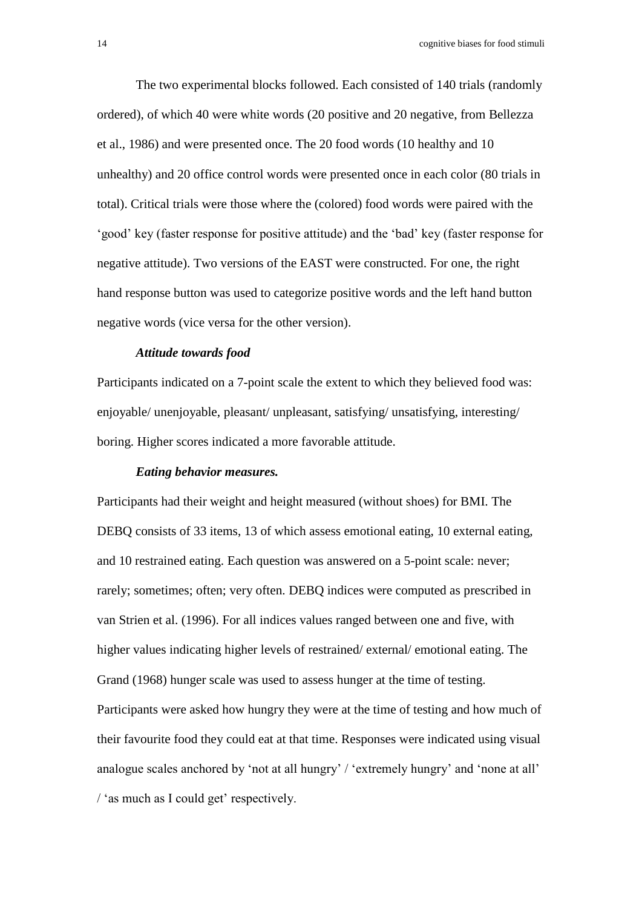The two experimental blocks followed. Each consisted of 140 trials (randomly ordered), of which 40 were white words (20 positive and 20 negative, from Bellezza et al., 1986) and were presented once. The 20 food words (10 healthy and 10 unhealthy) and 20 office control words were presented once in each color (80 trials in total). Critical trials were those where the (colored) food words were paired with the 'good' key (faster response for positive attitude) and the 'bad' key (faster response for negative attitude). Two versions of the EAST were constructed. For one, the right hand response button was used to categorize positive words and the left hand button negative words (vice versa for the other version).

***Attitude towards food***

Participants indicated on a 7-point scale the extent to which they believed food was: enjoyable/ unenjoyable, pleasant/ unpleasant, satisfying/ unsatisfying, interesting/ boring. Higher scores indicated a more favorable attitude.

***Eating behavior measures.***

Participants had their weight and height measured (without shoes) for BMI. The DEBQ consists of 33 items, 13 of which assess emotional eating, 10 external eating, and 10 restrained eating. Each question was answered on a 5-point scale: never; rarely; sometimes; often; very often. DEBQ indices were computed as prescribed in van Strien et al. (1996). For all indices values ranged between one and five, with higher values indicating higher levels of restrained/ external/ emotional eating. The Grand (1968) hunger scale was used to assess hunger at the time of testing. Participants were asked how hungry they were at the time of testing and how much of their favourite food they could eat at that time. Responses were indicated using visual analogue scales anchored by 'not at all hungry' / 'extremely hungry' and 'none at all' / 'as much as I could get' respectively.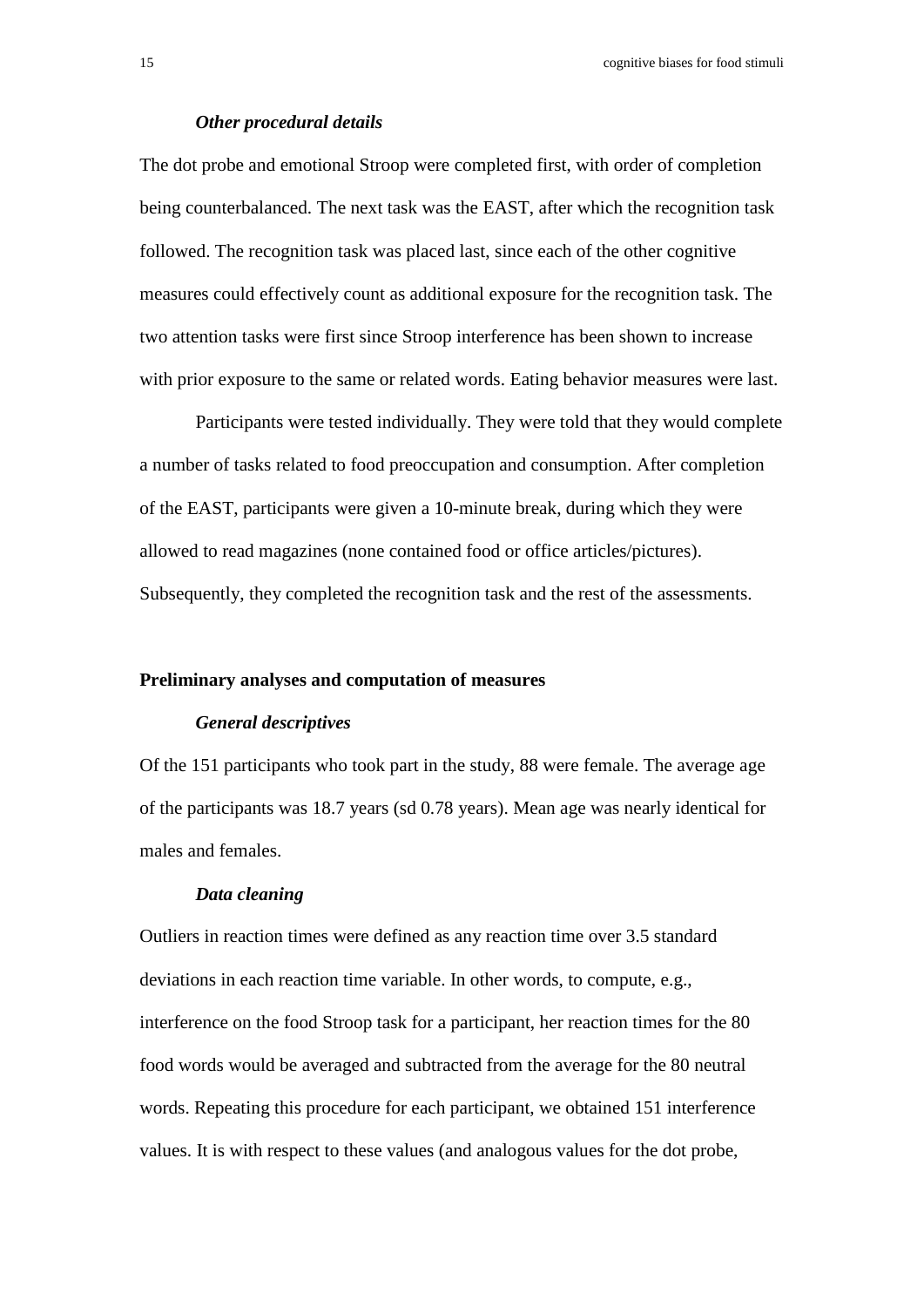*Other procedural details*

The dot probe and emotional Stroop were completed first, with order of completion being counterbalanced. The next task was the EAST, after which the recognition task followed. The recognition task was placed last, since each of the other cognitive measures could effectively count as additional exposure for the recognition task. The two attention tasks were first since Stroop interference has been shown to increase with prior exposure to the same or related words. Eating behavior measures were last.

Participants were tested individually. They were told that they would complete a number of tasks related to food preoccupation and consumption. After completion of the EAST, participants were given a 10-minute break, during which they were allowed to read magazines (none contained food or office articles/pictures). Subsequently, they completed the recognition task and the rest of the assessments.

## Preliminary analyses and computation of measures

*General descriptives*

Of the 151 participants who took part in the study, 88 were female. The average age of the participants was 18.7 years (sd 0.78 years). Mean age was nearly identical for males and females.

*Data cleaning*

Outliers in reaction times were defined as any reaction time over 3.5 standard deviations in each reaction time variable. In other words, to compute, e.g., interference on the food Stroop task for a participant, her reaction times for the 80 food words would be averaged and subtracted from the average for the 80 neutral words. Repeating this procedure for each participant, we obtained 151 interference values. It is with respect to these values (and analogous values for the dot probe,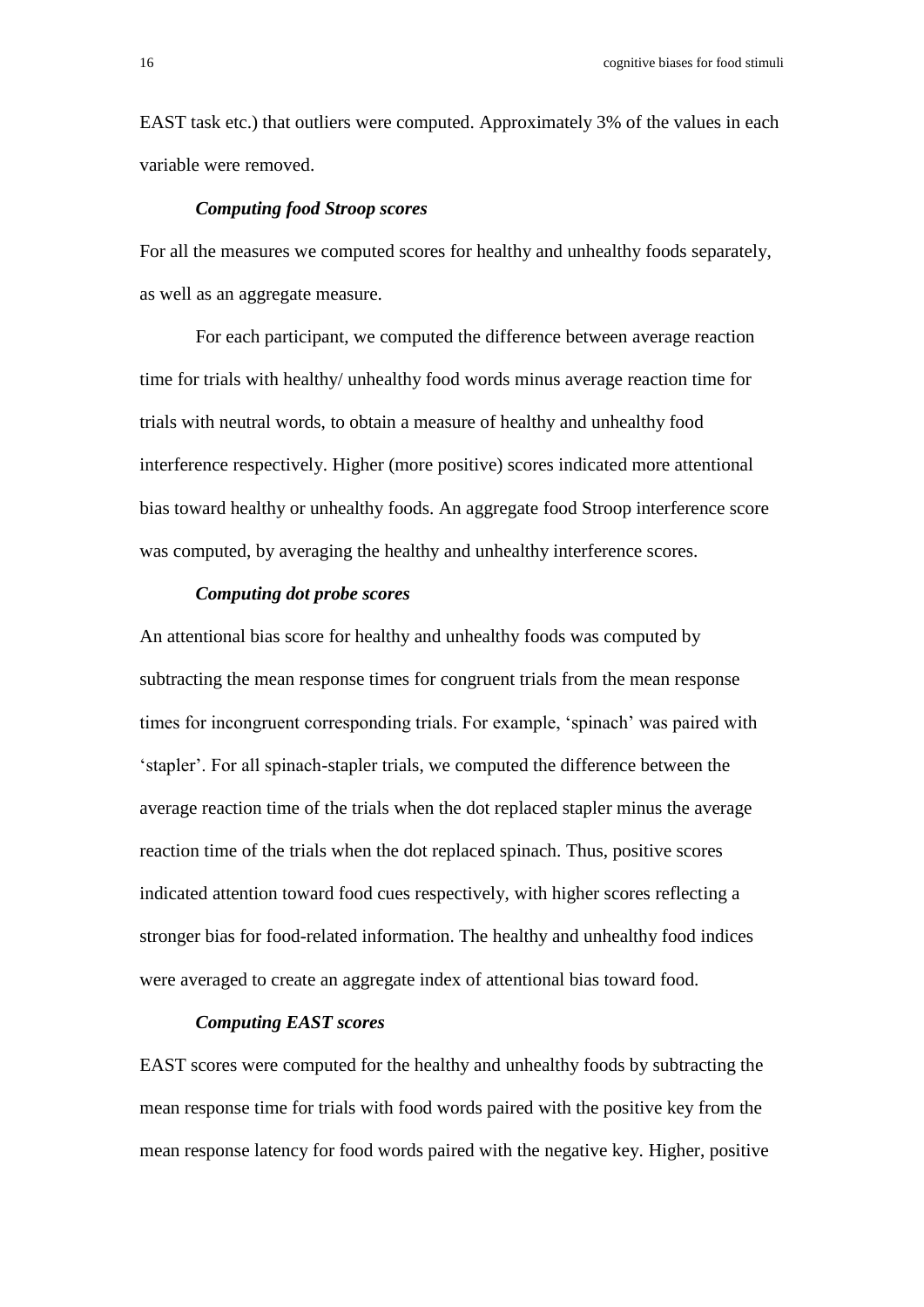EAST task etc.) that outliers were computed. Approximately 3% of the values in each variable were removed.

### *Computing food Stroop scores*

For all the measures we computed scores for healthy and unhealthy foods separately, as well as an aggregate measure.

For each participant, we computed the difference between average reaction time for trials with healthy/ unhealthy food words minus average reaction time for trials with neutral words, to obtain a measure of healthy and unhealthy food interference respectively. Higher (more positive) scores indicated more attentional bias toward healthy or unhealthy foods. An aggregate food Stroop interference score was computed, by averaging the healthy and unhealthy interference scores.

### *Computing dot probe scores*

An attentional bias score for healthy and unhealthy foods was computed by subtracting the mean response times for congruent trials from the mean response times for incongruent corresponding trials. For example, 'spinach' was paired with 'stapler'. For all spinach-stapler trials, we computed the difference between the average reaction time of the trials when the dot replaced stapler minus the average reaction time of the trials when the dot replaced spinach. Thus, positive scores indicated attention toward food cues respectively, with higher scores reflecting a stronger bias for food-related information. The healthy and unhealthy food indices were averaged to create an aggregate index of attentional bias toward food.

### *Computing EAST scores*

EAST scores were computed for the healthy and unhealthy foods by subtracting the mean response time for trials with food words paired with the positive key from the mean response latency for food words paired with the negative key. Higher, positive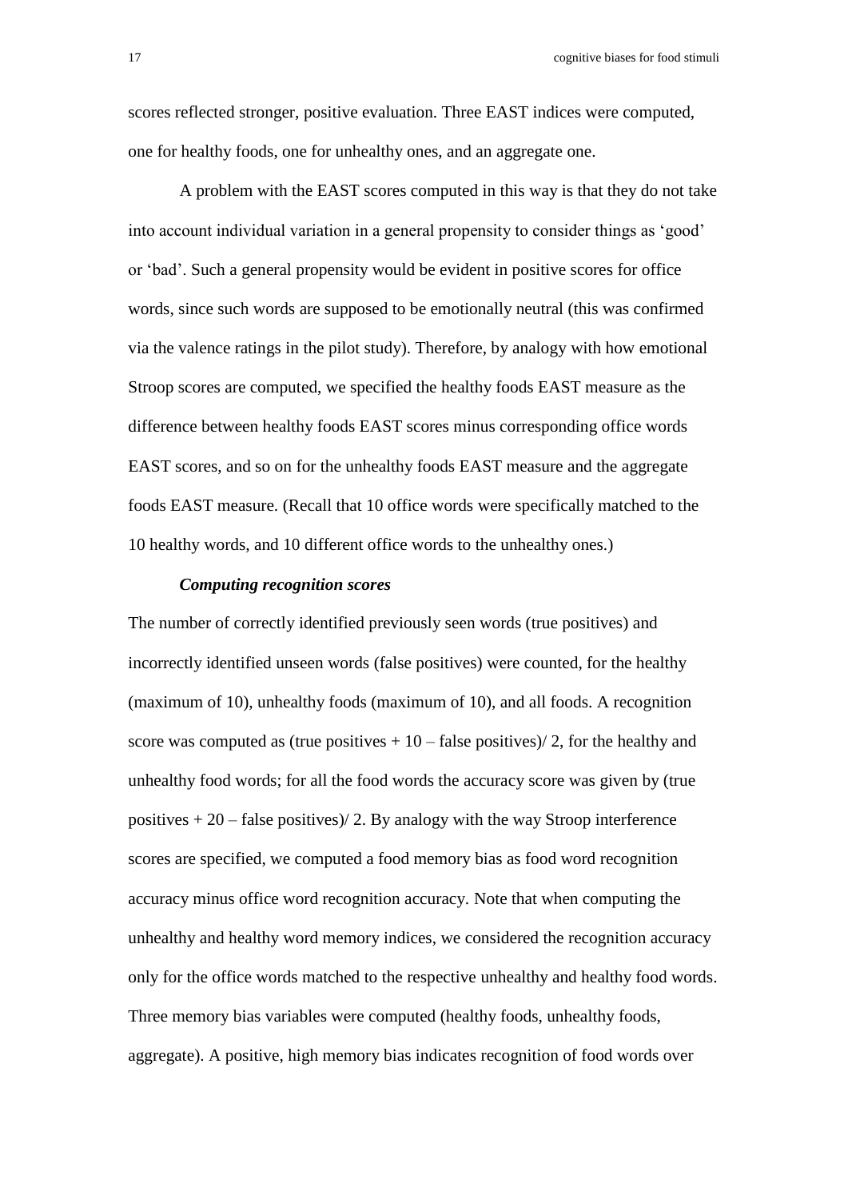scores reflected stronger, positive evaluation. Three EAST indices were computed, one for healthy foods, one for unhealthy ones, and an aggregate one.

A problem with the EAST scores computed in this way is that they do not take into account individual variation in a general propensity to consider things as ‘good’ or ‘bad’. Such a general propensity would be evident in positive scores for office words, since such words are supposed to be emotionally neutral (this was confirmed via the valence ratings in the pilot study). Therefore, by analogy with how emotional Stroop scores are computed, we specified the healthy foods EAST measure as the difference between healthy foods EAST scores minus corresponding office words EAST scores, and so on for the unhealthy foods EAST measure and the aggregate foods EAST measure. (Recall that 10 office words were specifically matched to the 10 healthy words, and 10 different office words to the unhealthy ones.)

***Computing recognition scores***

The number of correctly identified previously seen words (true positives) and incorrectly identified unseen words (false positives) were counted, for the healthy (maximum of 10), unhealthy foods (maximum of 10), and all foods. A recognition score was computed as (true positives + 10 – false positives)/ 2, for the healthy and unhealthy food words; for all the food words the accuracy score was given by (true positives + 20 – false positives)/ 2. By analogy with the way Stroop interference scores are specified, we computed a food memory bias as food word recognition accuracy minus office word recognition accuracy. Note that when computing the unhealthy and healthy word memory indices, we considered the recognition accuracy only for the office words matched to the respective unhealthy and healthy food words. Three memory bias variables were computed (healthy foods, unhealthy foods, aggregate). A positive, high memory bias indicates recognition of food words over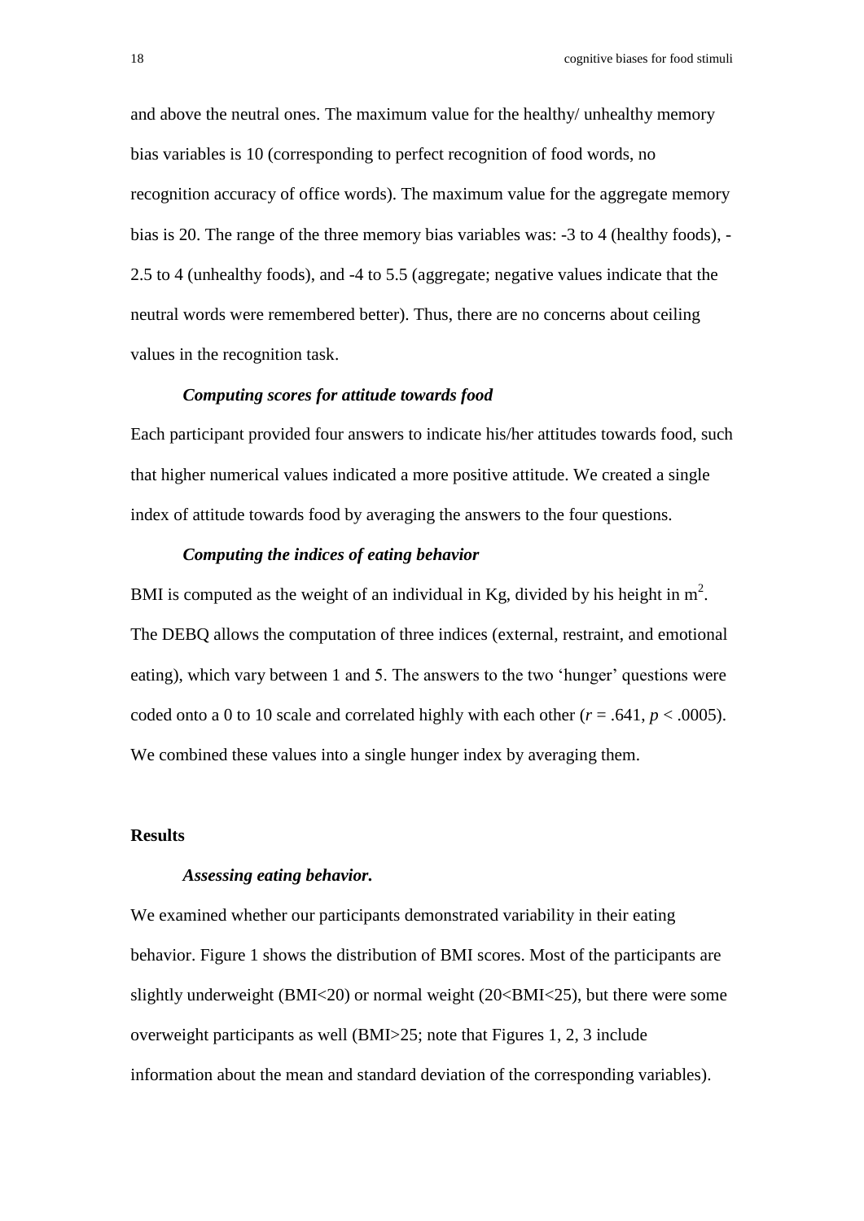and above the neutral ones. The maximum value for the healthy/ unhealthy memory bias variables is 10 (corresponding to perfect recognition of food words, no recognition accuracy of office words). The maximum value for the aggregate memory bias is 20. The range of the three memory bias variables was: -3 to 4 (healthy foods), -2.5 to 4 (unhealthy foods), and -4 to 5.5 (aggregate; negative values indicate that the neutral words were remembered better). Thus, there are no concerns about ceiling values in the recognition task.

### *Computing scores for attitude towards food*

Each participant provided four answers to indicate his/her attitudes towards food, such that higher numerical values indicated a more positive attitude. We created a single index of attitude towards food by averaging the answers to the four questions.

### *Computing the indices of eating behavior*

BMI is computed as the weight of an individual in Kg, divided by his height in $m^2$. The DEBQ allows the computation of three indices (external, restraint, and emotional eating), which vary between 1 and 5. The answers to the two 'hunger' questions were coded onto a 0 to 10 scale and correlated highly with each other ($r = .641$, $p < .0005$). We combined these values into a single hunger index by averaging them.

## Results

### *Assessing eating behavior.*

We examined whether our participants demonstrated variability in their eating behavior. Figure 1 shows the distribution of BMI scores. Most of the participants are slightly underweight (BMI<20) or normal weight (20<BMI<25), but there were some overweight participants as well (BMI>25; note that Figures 1, 2, 3 include information about the mean and standard deviation of the corresponding variables).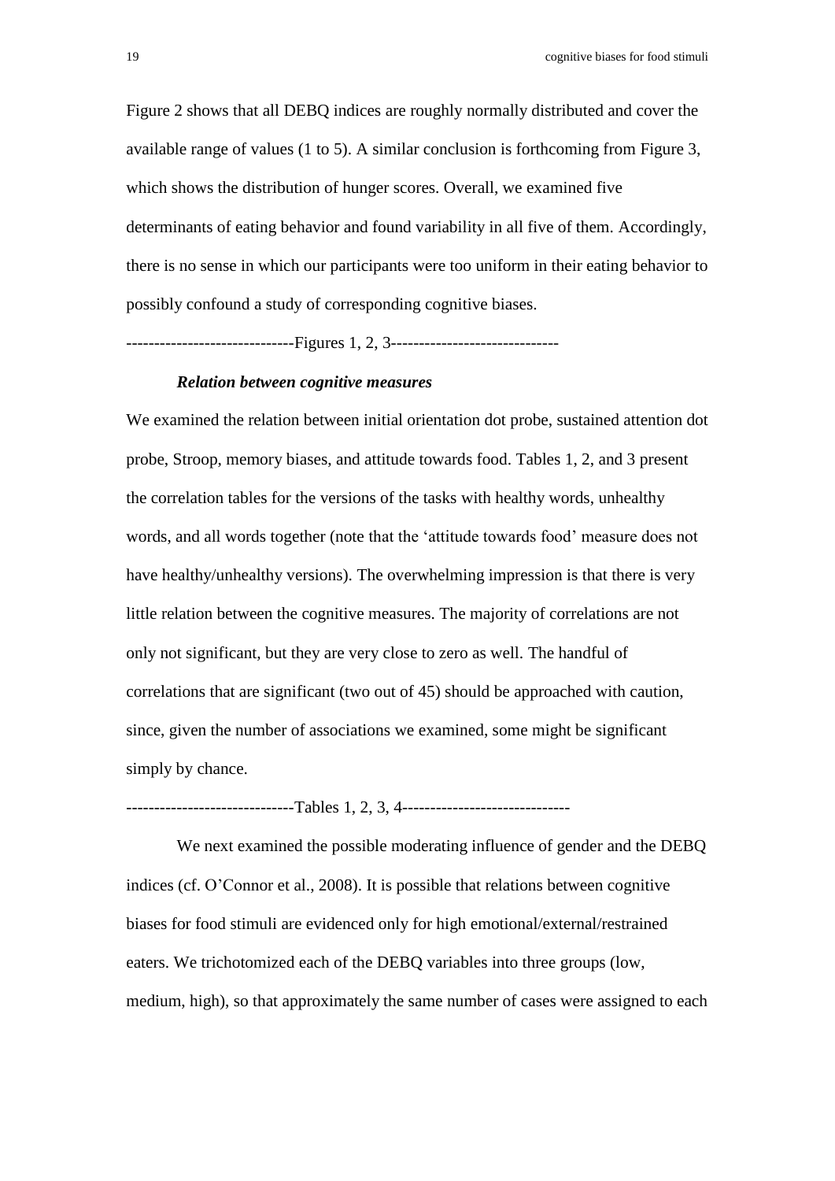Figure 2 shows that all DEBQ indices are roughly normally distributed and cover the available range of values (1 to 5). A similar conclusion is forthcoming from Figure 3, which shows the distribution of hunger scores. Overall, we examined five determinants of eating behavior and found variability in all five of them. Accordingly, there is no sense in which our participants were too uniform in their eating behavior to possibly confound a study of corresponding cognitive biases.

-----------------------------Figures 1, 2, 3-----------------------------

### *Relation between cognitive measures*

We examined the relation between initial orientation dot probe, sustained attention dot probe, Stroop, memory biases, and attitude towards food. Tables 1, 2, and 3 present the correlation tables for the versions of the tasks with healthy words, unhealthy words, and all words together (note that the 'attitude towards food' measure does not have healthy/unhealthy versions). The overwhelming impression is that there is very little relation between the cognitive measures. The majority of correlations are not only not significant, but they are very close to zero as well. The handful of correlations that are significant (two out of 45) should be approached with caution, since, given the number of associations we examined, some might be significant simply by chance.

-----------------------------Tables 1, 2, 3, 4-----------------------------

We next examined the possible moderating influence of gender and the DEBQ indices (cf. O'Connor et al., 2008). It is possible that relations between cognitive biases for food stimuli are evidenced only for high emotional/external/restrained eaters. We trichotomized each of the DEBQ variables into three groups (low, medium, high), so that approximately the same number of cases were assigned to each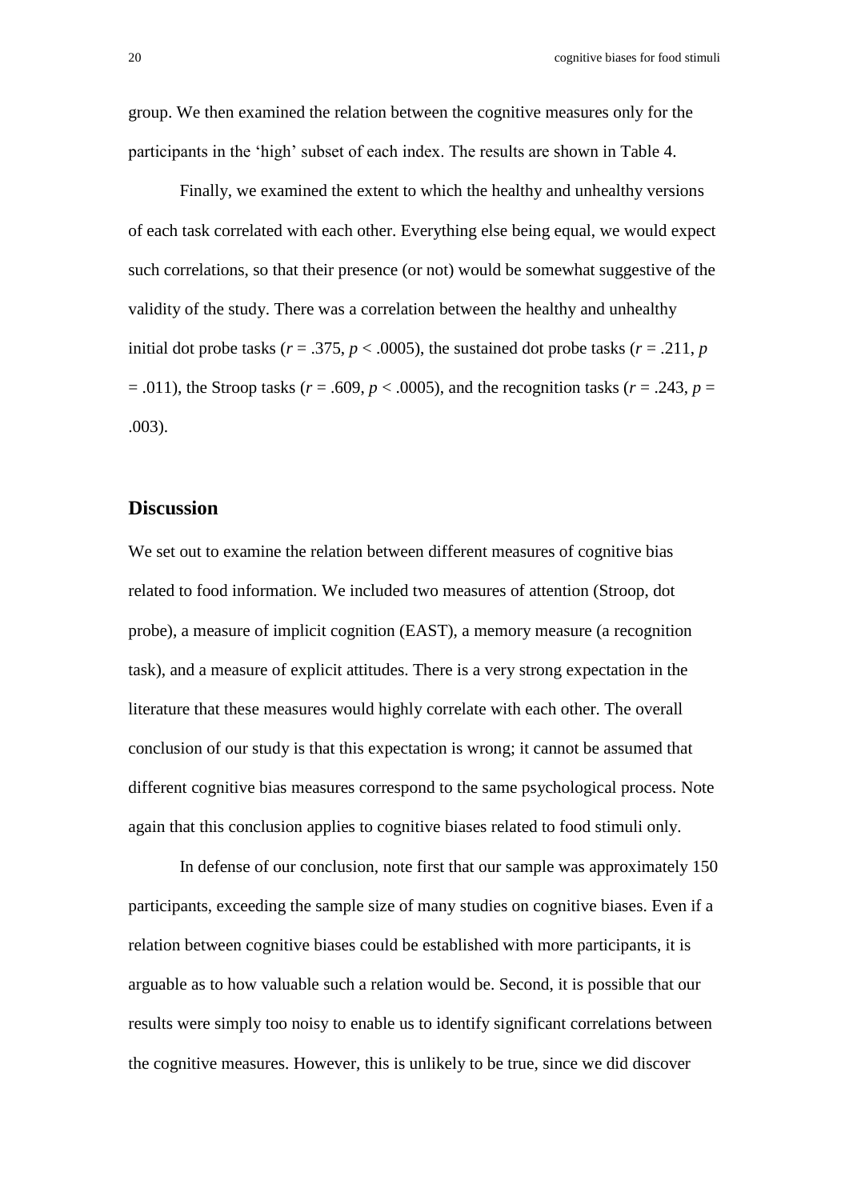group. We then examined the relation between the cognitive measures only for the participants in the 'high' subset of each index. The results are shown in Table 4.

Finally, we examined the extent to which the healthy and unhealthy versions of each task correlated with each other. Everything else being equal, we would expect such correlations, so that their presence (or not) would be somewhat suggestive of the validity of the study. There was a correlation between the healthy and unhealthy initial dot probe tasks ($r = .375$, $p < .0005$), the sustained dot probe tasks ($r = .211$, $p = .011$), the Stroop tasks ($r = .609$, $p < .0005$), and the recognition tasks ($r = .243$, $p = .003$).

## Discussion

We set out to examine the relation between different measures of cognitive bias related to food information. We included two measures of attention (Stroop, dot probe), a measure of implicit cognition (EAST), a memory measure (a recognition task), and a measure of explicit attitudes. There is a very strong expectation in the literature that these measures would highly correlate with each other. The overall conclusion of our study is that this expectation is wrong; it cannot be assumed that different cognitive bias measures correspond to the same psychological process. Note again that this conclusion applies to cognitive biases related to food stimuli only.

In defense of our conclusion, note first that our sample was approximately 150 participants, exceeding the sample size of many studies on cognitive biases. Even if a relation between cognitive biases could be established with more participants, it is arguable as to how valuable such a relation would be. Second, it is possible that our results were simply too noisy to enable us to identify significant correlations between the cognitive measures. However, this is unlikely to be true, since we did discover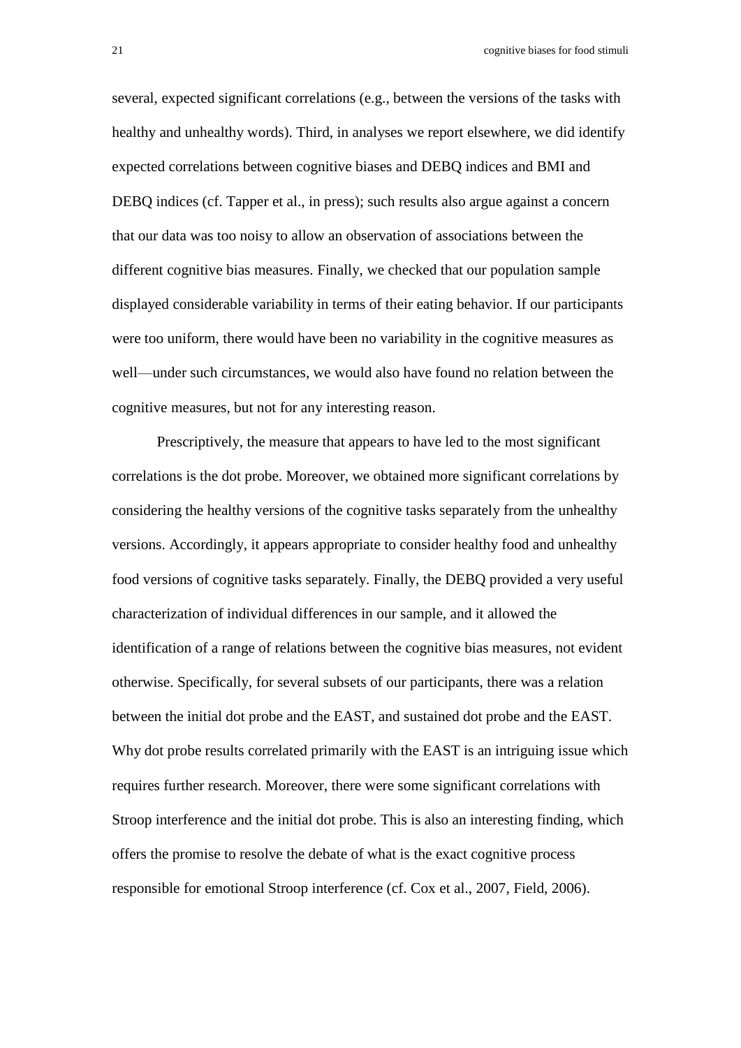several, expected significant correlations (e.g., between the versions of the tasks with healthy and unhealthy words). Third, in analyses we report elsewhere, we did identify expected correlations between cognitive biases and DEBQ indices and BMI and DEBQ indices (cf. Tapper et al., in press); such results also argue against a concern that our data was too noisy to allow an observation of associations between the different cognitive bias measures. Finally, we checked that our population sample displayed considerable variability in terms of their eating behavior. If our participants were too uniform, there would have been no variability in the cognitive measures as well—under such circumstances, we would also have found no relation between the cognitive measures, but not for any interesting reason.

Prescriptively, the measure that appears to have led to the most significant correlations is the dot probe. Moreover, we obtained more significant correlations by considering the healthy versions of the cognitive tasks separately from the unhealthy versions. Accordingly, it appears appropriate to consider healthy food and unhealthy food versions of cognitive tasks separately. Finally, the DEBQ provided a very useful characterization of individual differences in our sample, and it allowed the identification of a range of relations between the cognitive bias measures, not evident otherwise. Specifically, for several subsets of our participants, there was a relation between the initial dot probe and the EAST, and sustained dot probe and the EAST. Why dot probe results correlated primarily with the EAST is an intriguing issue which requires further research. Moreover, there were some significant correlations with Stroop interference and the initial dot probe. This is also an interesting finding, which offers the promise to resolve the debate of what is the exact cognitive process responsible for emotional Stroop interference (cf. Cox et al., 2007, Field, 2006).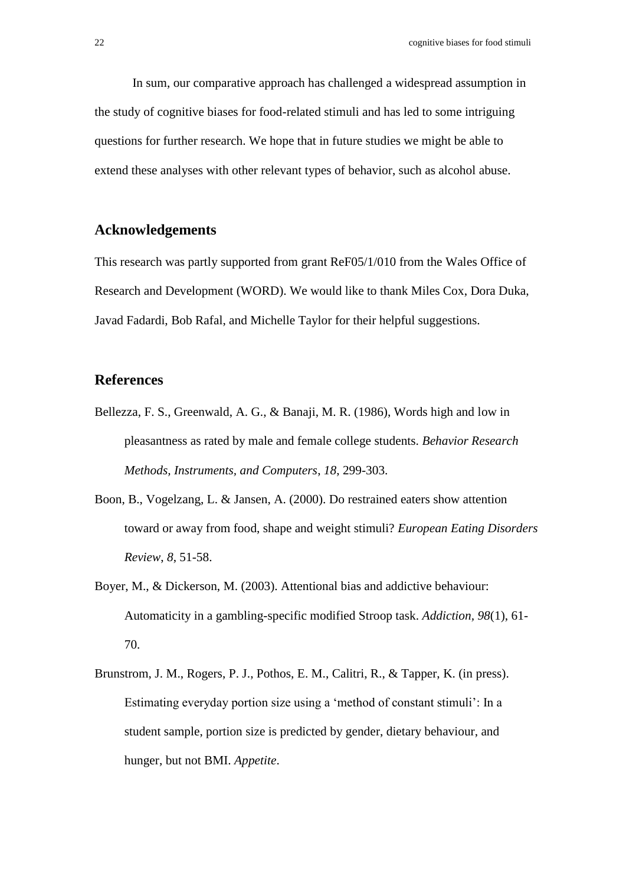In sum, our comparative approach has challenged a widespread assumption in the study of cognitive biases for food-related stimuli and has led to some intriguing questions for further research. We hope that in future studies we might be able to extend these analyses with other relevant types of behavior, such as alcohol abuse.

## Acknowledgements

This research was partly supported from grant ReF05/1/010 from the Wales Office of Research and Development (WORD). We would like to thank Miles Cox, Dora Duka, Javad Fadardi, Bob Rafal, and Michelle Taylor for their helpful suggestions.

## References

Bellezza, F. S., Greenwald, A. G., & Banaji, M. R. (1986), Words high and low in pleasantness as rated by male and female college students. *Behavior Research Methods, Instruments, and Computers*, *18*, 299-303.

Boon, B., Vogelzang, L. & Jansen, A. (2000). Do restrained eaters show attention toward or away from food, shape and weight stimuli? *European Eating Disorders Review*, *8*, 51-58.

Boyer, M., & Dickerson, M. (2003). Attentional bias and addictive behaviour: Automaticity in a gambling-specific modified Stroop task. *Addiction*, *98*(1), 61-70.

Brunstrom, J. M., Rogers, P. J., Pothos, E. M., Calitri, R., & Tapper, K. (in press). Estimating everyday portion size using a 'method of constant stimuli': In a student sample, portion size is predicted by gender, dietary behaviour, and hunger, but not BMI. *Appetite*.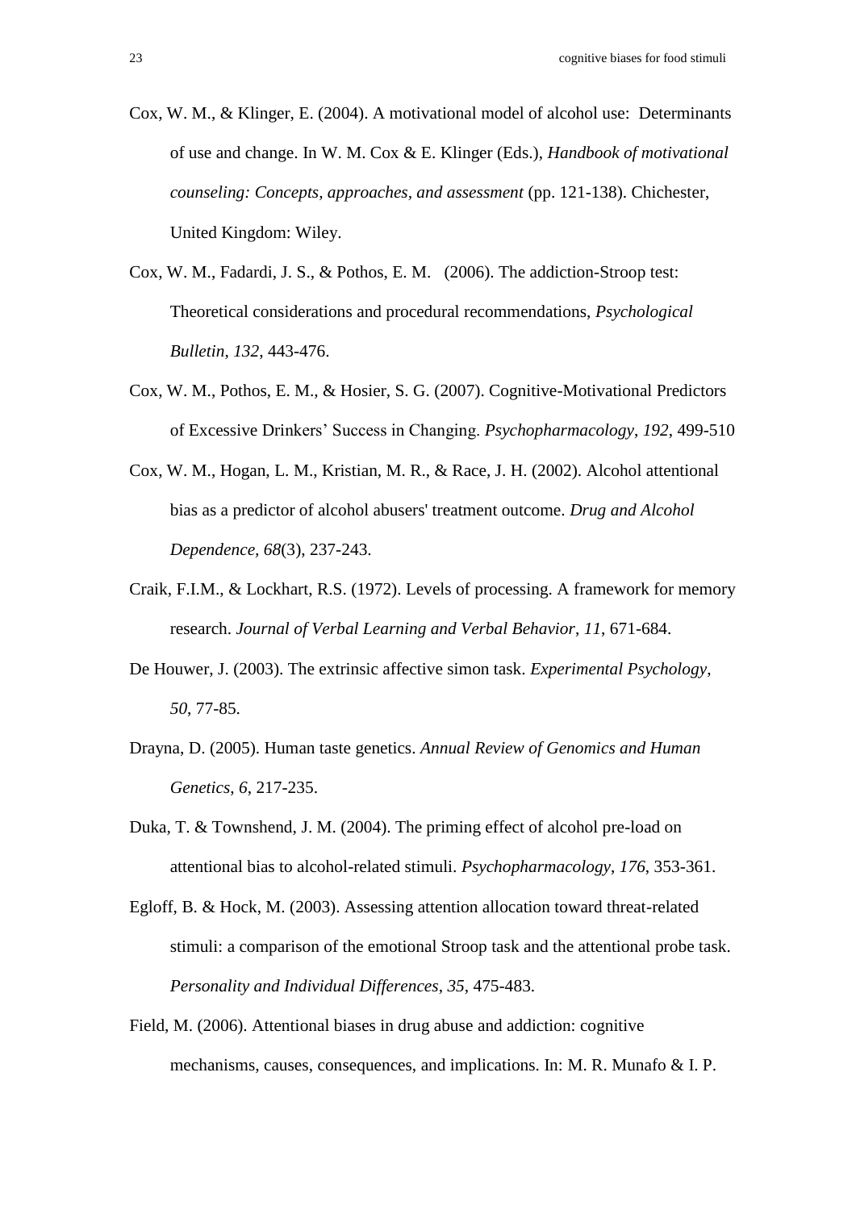Cox, W. M., & Klinger, E. (2004). A motivational model of alcohol use: Determinants of use and change. In W. M. Cox & E. Klinger (Eds.), *Handbook of motivational counseling: Concepts, approaches, and assessment* (pp. 121-138). Chichester, United Kingdom: Wiley.

Cox, W. M., Fadardi, J. S., & Pothos, E. M. (2006). The addiction-Stroop test: Theoretical considerations and procedural recommendations, *Psychological Bulletin*, *132*, 443-476.

Cox, W. M., Pothos, E. M., & Hosier, S. G. (2007). Cognitive-Motivational Predictors of Excessive Drinkers' Success in Changing. *Psychopharmacology*, *192*, 499-510

Cox, W. M., Hogan, L. M., Kristian, M. R., & Race, J. H. (2002). Alcohol attentional bias as a predictor of alcohol abusers' treatment outcome. *Drug and Alcohol Dependence, 68*(3), 237-243.

Craik, F.I.M., & Lockhart, R.S. (1972). Levels of processing. A framework for memory research. *Journal of Verbal Learning and Verbal Behavior*, *11*, 671-684.

De Houwer, J. (2003). The extrinsic affective simon task. *Experimental Psychology*, *50*, 77-85.

Drayna, D. (2005). Human taste genetics. *Annual Review of Genomics and Human Genetics*, *6*, 217-235.

Duka, T. & Townshend, J. M. (2004). The priming effect of alcohol pre-load on attentional bias to alcohol-related stimuli. *Psychopharmacology*, *176*, 353-361.

Egloff, B. & Hock, M. (2003). Assessing attention allocation toward threat-related stimuli: a comparison of the emotional Stroop task and the attentional probe task. *Personality and Individual Differences*, *35*, 475-483.

Field, M. (2006). Attentional biases in drug abuse and addiction: cognitive mechanisms, causes, consequences, and implications. In: M. R. Munafo & I. P.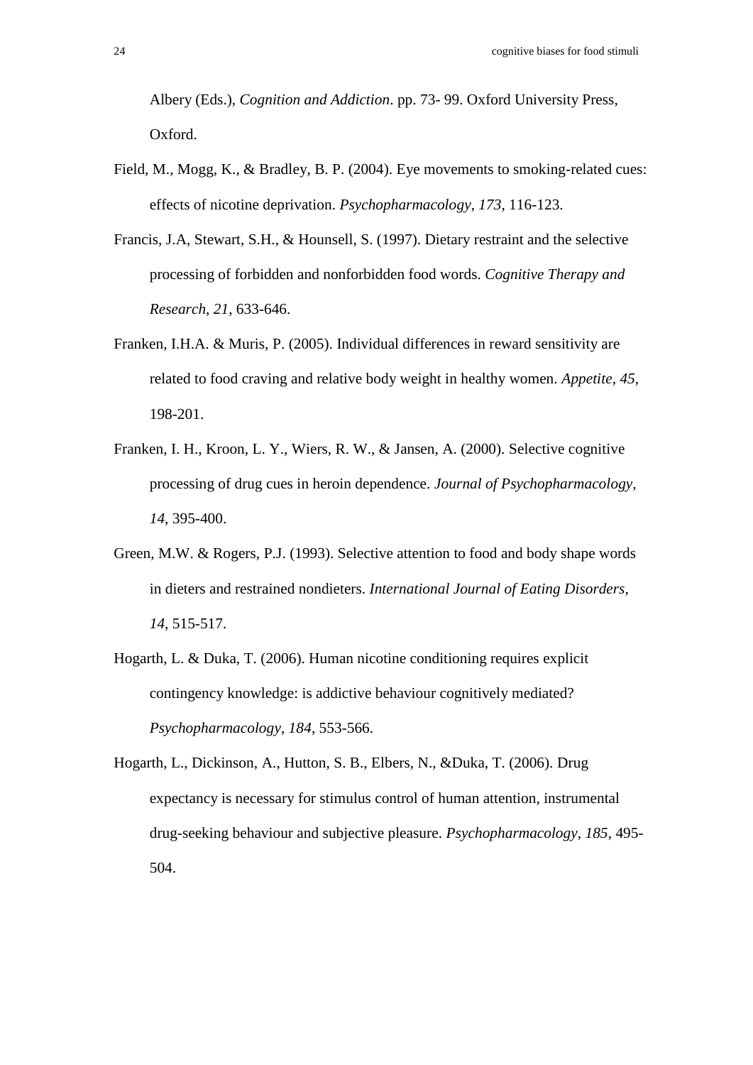Albery (Eds.), *Cognition and Addiction*. pp. 73- 99. Oxford University Press, Oxford.

Field, M., Mogg, K., & Bradley, B. P. (2004). Eye movements to smoking-related cues: effects of nicotine deprivation. *Psychopharmacology*, *173*, 116-123.

Francis, J.A, Stewart, S.H., & Hounsell, S. (1997). Dietary restraint and the selective processing of forbidden and nonforbidden food words. *Cognitive Therapy and Research*, *21*, 633-646.

Franken, I.H.A. & Muris, P. (2005). Individual differences in reward sensitivity are related to food craving and relative body weight in healthy women. *Appetite*, *45*, 198-201.

Franken, I. H., Kroon, L. Y., Wiers, R. W., & Jansen, A. (2000). Selective cognitive processing of drug cues in heroin dependence. *Journal of Psychopharmacology*, *14*, 395-400.

Green, M.W. & Rogers, P.J. (1993). Selective attention to food and body shape words in dieters and restrained nondieters. *International Journal of Eating Disorders*, *14*, 515-517.

Hogarth, L. & Duka, T. (2006). Human nicotine conditioning requires explicit contingency knowledge: is addictive behaviour cognitively mediated? *Psychopharmacology*, *184*, 553-566.

Hogarth, L., Dickinson, A., Hutton, S. B., Elbers, N., &Duka, T. (2006). Drug expectancy is necessary for stimulus control of human attention, instrumental drug-seeking behaviour and subjective pleasure. *Psychopharmacology*, *185*, 495-504.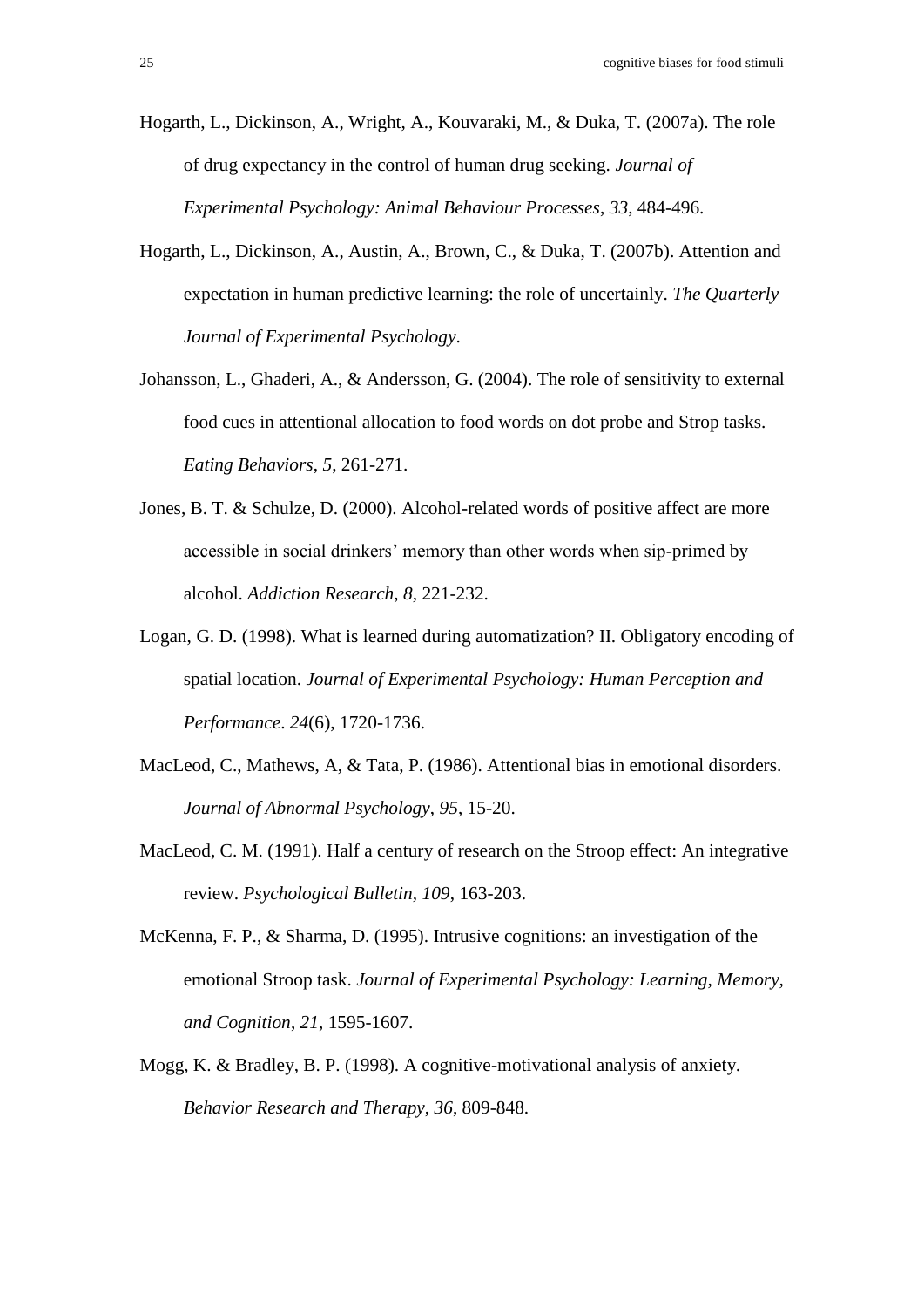Hogarth, L., Dickinson, A., Wright, A., Kouvaraki, M., & Duka, T. (2007a). The role of drug expectancy in the control of human drug seeking. *Journal of Experimental Psychology: Animal Behaviour Processes*, *33*, 484-496.

Hogarth, L., Dickinson, A., Austin, A., Brown, C., & Duka, T. (2007b). Attention and expectation in human predictive learning: the role of uncertainly. *The Quarterly Journal of Experimental Psychology*.

Johansson, L., Ghaderi, A., & Andersson, G. (2004). The role of sensitivity to external food cues in attentional allocation to food words on dot probe and Strop tasks. *Eating Behaviors*, *5*, 261-271.

Jones, B. T. & Schulze, D. (2000). Alcohol-related words of positive affect are more accessible in social drinkers' memory than other words when sip-primed by alcohol. *Addiction Research, 8*, 221-232.

Logan, G. D. (1998). What is learned during automatization? II. Obligatory encoding of spatial location. *Journal of Experimental Psychology: Human Perception and Performance*. *24*(6), 1720-1736.

MacLeod, C., Mathews, A, & Tata, P. (1986). Attentional bias in emotional disorders. *Journal of Abnormal Psychology*, *95*, 15-20.

MacLeod, C. M. (1991). Half a century of research on the Stroop effect: An integrative review. *Psychological Bulletin, 109*, 163-203.

McKenna, F. P., & Sharma, D. (1995). Intrusive cognitions: an investigation of the emotional Stroop task. *Journal of Experimental Psychology: Learning, Memory, and Cognition*, *21*, 1595-1607.

Mogg, K. & Bradley, B. P. (1998). A cognitive-motivational analysis of anxiety. *Behavior Research and Therapy*, *36*, 809-848.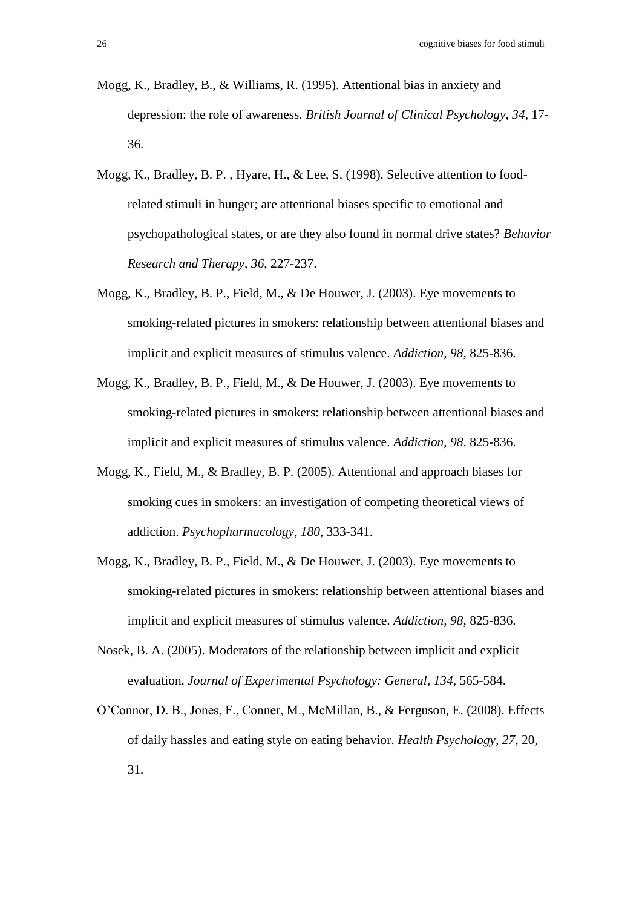Mogg, K., Bradley, B., & Williams, R. (1995). Attentional bias in anxiety and depression: the role of awareness. *British Journal of Clinical Psychology*, *34*, 17-36.

Mogg, K., Bradley, B. P. , Hyare, H., & Lee, S. (1998). Selective attention to food-related stimuli in hunger; are attentional biases specific to emotional and psychopathological states, or are they also found in normal drive states? *Behavior Research and Therapy*, *36*, 227-237.

Mogg, K., Bradley, B. P., Field, M., & De Houwer, J. (2003). Eye movements to smoking-related pictures in smokers: relationship between attentional biases and implicit and explicit measures of stimulus valence. *Addiction*, *98*, 825-836.

Mogg, K., Bradley, B. P., Field, M., & De Houwer, J. (2003). Eye movements to smoking-related pictures in smokers: relationship between attentional biases and implicit and explicit measures of stimulus valence. *Addiction*, *98*. 825-836.

Mogg, K., Field, M., & Bradley, B. P. (2005). Attentional and approach biases for smoking cues in smokers: an investigation of competing theoretical views of addiction. *Psychopharmacology*, *180*, 333-341.

Mogg, K., Bradley, B. P., Field, M., & De Houwer, J. (2003). Eye movements to smoking-related pictures in smokers: relationship between attentional biases and implicit and explicit measures of stimulus valence. *Addiction*, *98*, 825-836.

Nosek, B. A. (2005). Moderators of the relationship between implicit and explicit evaluation. *Journal of Experimental Psychology: General*, *134*, 565-584.

O'Connor, D. B., Jones, F., Conner, M., McMillan, B., & Ferguson, E. (2008). Effects of daily hassles and eating style on eating behavior. *Health Psychology*, *27*, 20, 31.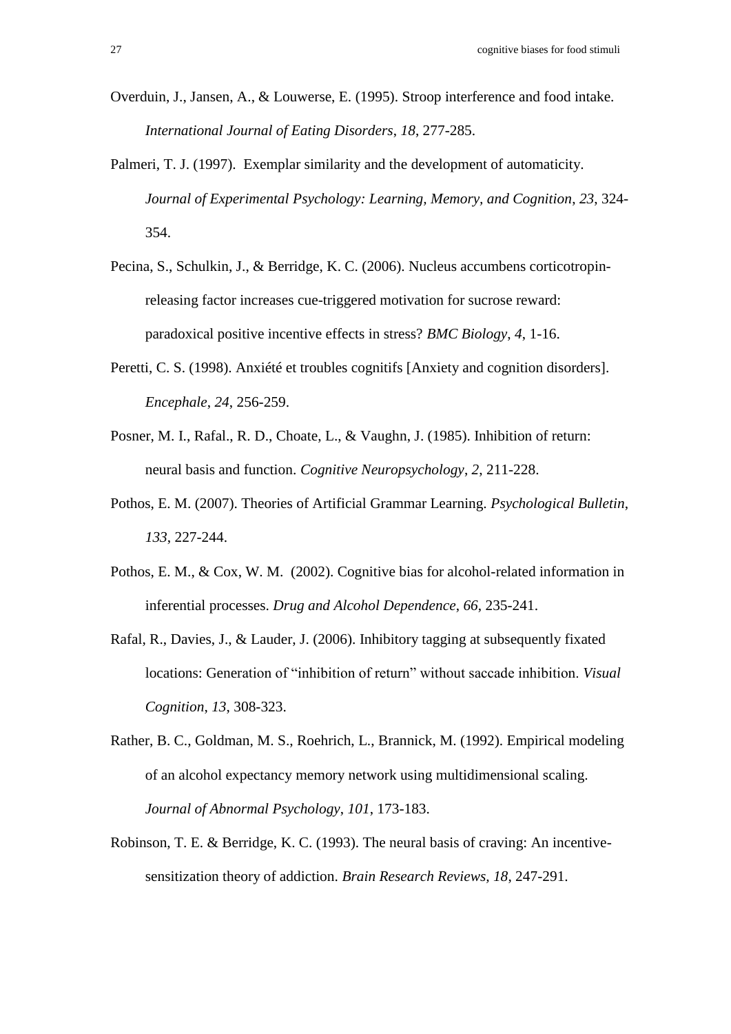Overduin, J., Jansen, A., & Louwerse, E. (1995). Stroop interference and food intake. *International Journal of Eating Disorders*, *18*, 277-285.

Palmeri, T. J. (1997). Exemplar similarity and the development of automaticity. *Journal of Experimental Psychology: Learning, Memory, and Cognition*, *23*, 324-354.

Pecina, S., Schulkin, J., & Berridge, K. C. (2006). Nucleus accumbens corticotropin-releasing factor increases cue-triggered motivation for sucrose reward: paradoxical positive incentive effects in stress? *BMC Biology*, *4*, 1-16.

Peretti, C. S. (1998). Anxiété et troubles cognitifs [Anxiety and cognition disorders]. *Encephale*, *24*, 256-259.

Posner, M. I., Rafal., R. D., Choate, L., & Vaughn, J. (1985). Inhibition of return: neural basis and function. *Cognitive Neuropsychology*, *2*, 211-228.

Pothos, E. M. (2007). Theories of Artificial Grammar Learning. *Psychological Bulletin*, *133*, 227-244.

Pothos, E. M., & Cox, W. M. (2002). Cognitive bias for alcohol-related information in inferential processes. *Drug and Alcohol Dependence*, *66*, 235-241.

Rafal, R., Davies, J., & Lauder, J. (2006). Inhibitory tagging at subsequently fixated locations: Generation of "inhibition of return" without saccade inhibition. *Visual Cognition*, *13*, 308-323.

Rather, B. C., Goldman, M. S., Roehrich, L., Brannick, M. (1992). Empirical modeling of an alcohol expectancy memory network using multidimensional scaling. *Journal of Abnormal Psychology*, *101*, 173-183.

Robinson, T. E. & Berridge, K. C. (1993). The neural basis of craving: An incentive-sensitization theory of addiction. *Brain Research Reviews, 18*, 247-291.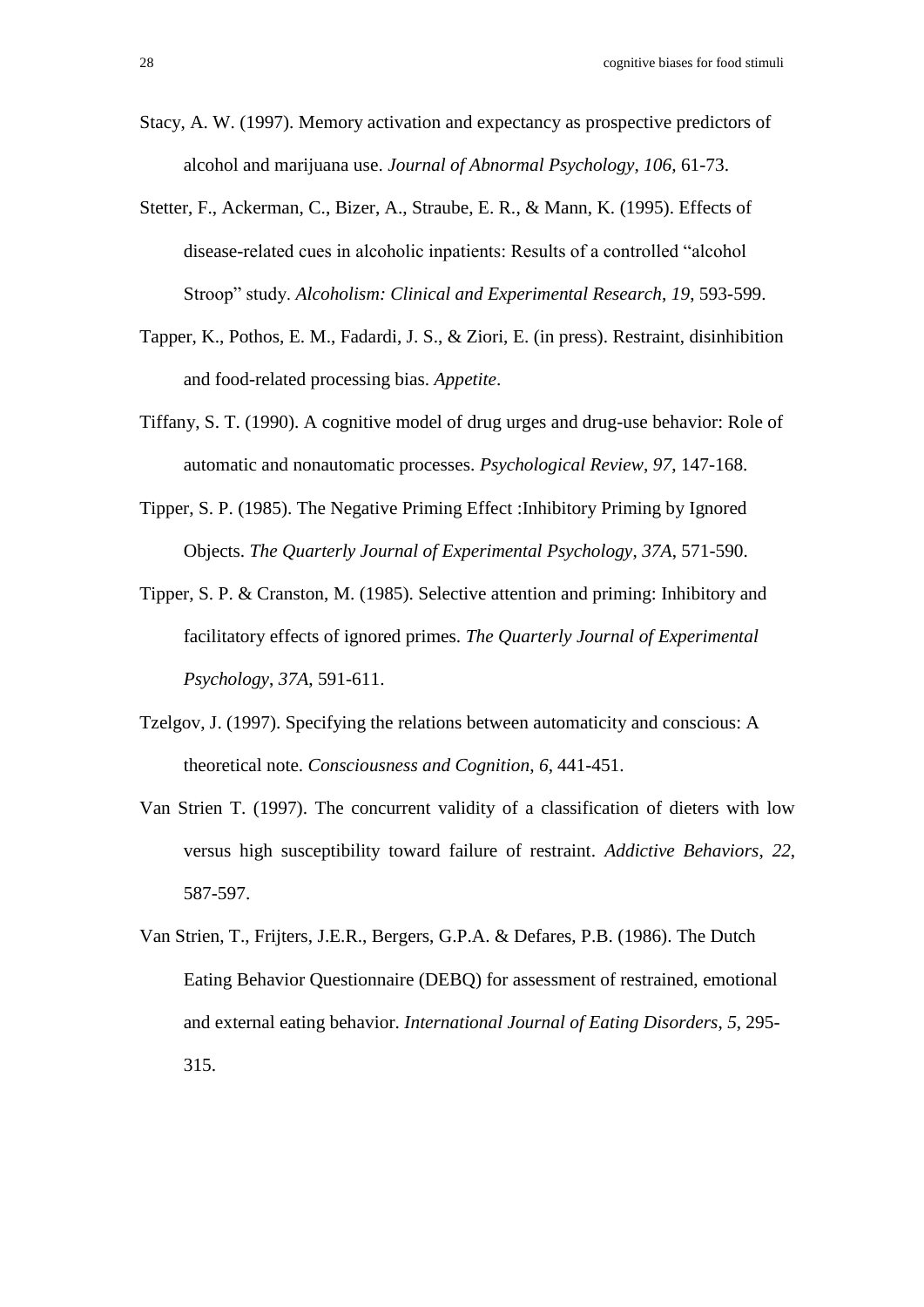Stacy, A. W. (1997). Memory activation and expectancy as prospective predictors of alcohol and marijuana use. *Journal of Abnormal Psychology*, *106*, 61-73.

Stetter, F., Ackerman, C., Bizer, A., Straube, E. R., & Mann, K. (1995). Effects of disease-related cues in alcoholic inpatients: Results of a controlled "alcohol Stroop" study. *Alcoholism: Clinical and Experimental Research*, *19*, 593-599.

Tapper, K., Pothos, E. M., Fadardi, J. S., & Ziori, E. (in press). Restraint, disinhibition and food-related processing bias. *Appetite*.

Tiffany, S. T. (1990). A cognitive model of drug urges and drug-use behavior: Role of automatic and nonautomatic processes. *Psychological Review*, *97*, 147-168.

Tipper, S. P. (1985). The Negative Priming Effect :Inhibitory Priming by Ignored Objects. *The Quarterly Journal of Experimental Psychology*, *37A*, 571-590.

Tipper, S. P. & Cranston, M. (1985). Selective attention and priming: Inhibitory and facilitatory effects of ignored primes. *The Quarterly Journal of Experimental Psychology*, *37A*, 591-611.

Tzelgov, J. (1997). Specifying the relations between automaticity and conscious: A theoretical note. *Consciousness and Cognition*, *6*, 441-451.

Van Strien T. (1997). The concurrent validity of a classification of dieters with low versus high susceptibility toward failure of restraint. *Addictive Behaviors*, *22*, 587-597.

Van Strien, T., Frijters, J.E.R., Bergers, G.P.A. & Defares, P.B. (1986). The Dutch Eating Behavior Questionnaire (DEBQ) for assessment of restrained, emotional and external eating behavior. *International Journal of Eating Disorders*, *5*, 295-315.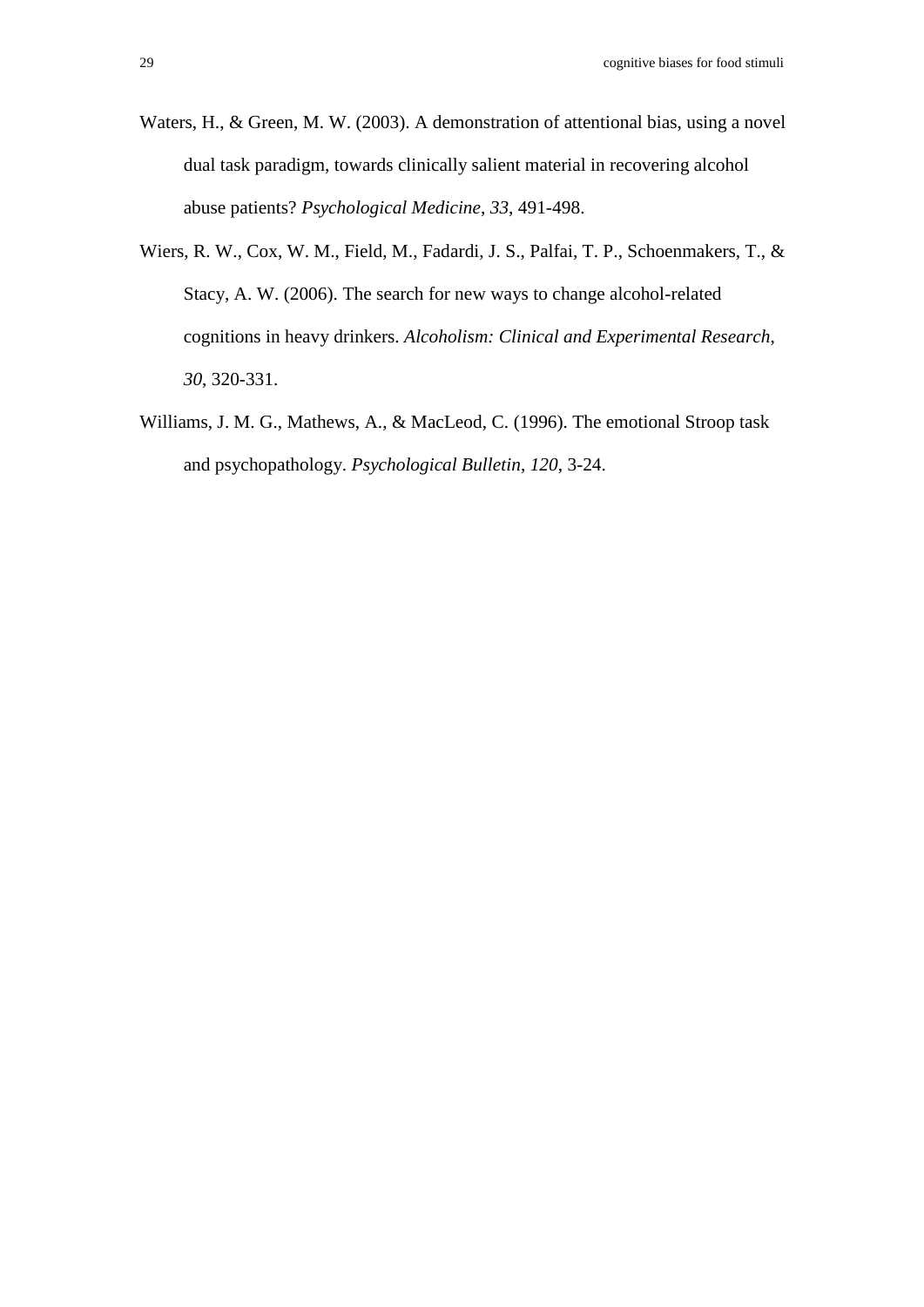Waters, H., & Green, M. W. (2003). A demonstration of attentional bias, using a novel dual task paradigm, towards clinically salient material in recovering alcohol abuse patients? *Psychological Medicine*, *33*, 491-498.

Wiers, R. W., Cox, W. M., Field, M., Fadardi, J. S., Palfai, T. P., Schoenmakers, T., & Stacy, A. W. (2006). The search for new ways to change alcohol-related cognitions in heavy drinkers. *Alcoholism: Clinical and Experimental Research*, *30*, 320-331.

Williams, J. M. G., Mathews, A., & MacLeod, C. (1996). The emotional Stroop task and psychopathology. *Psychological Bulletin*, *120*, 3-24.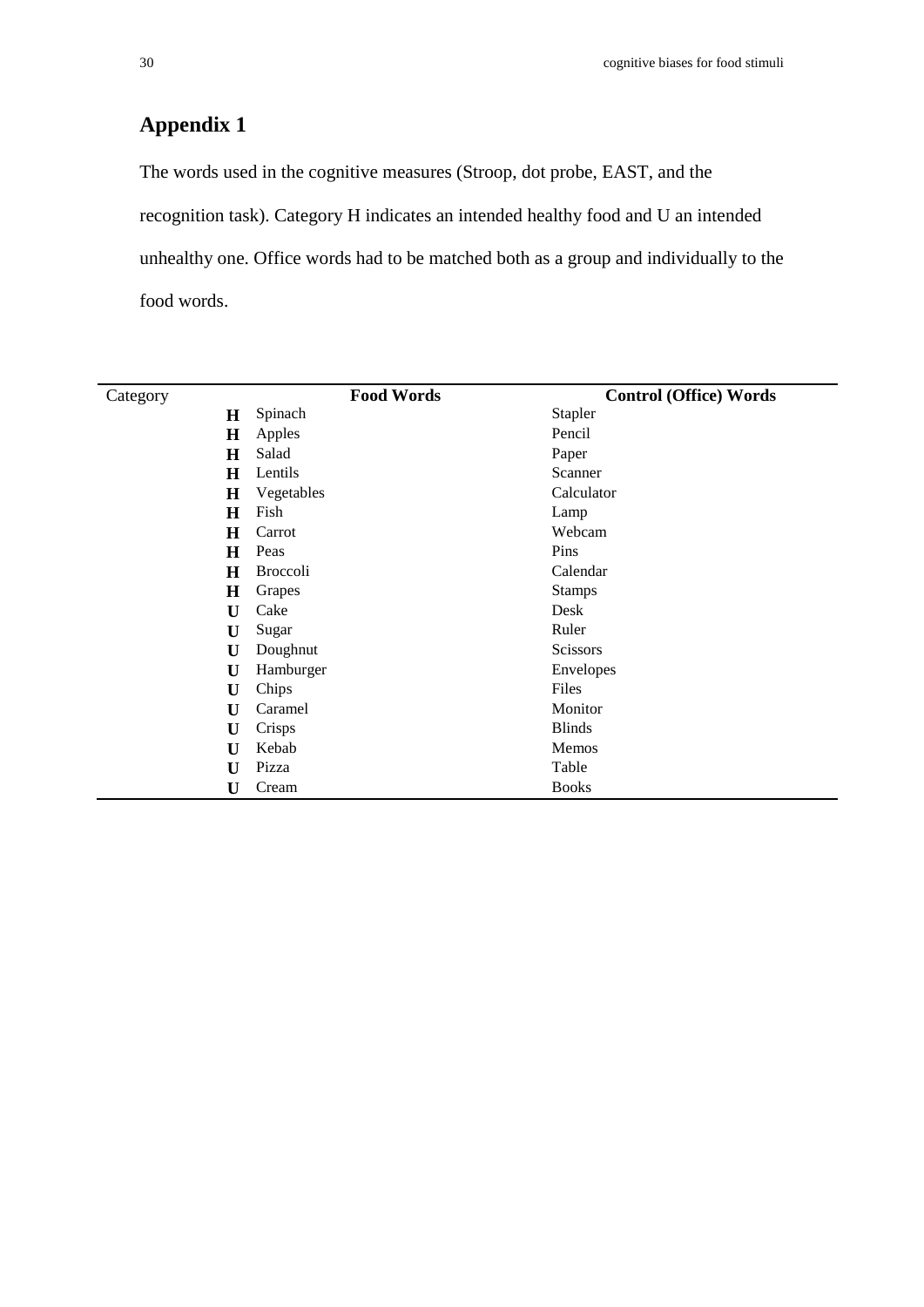## Appendix 1

The words used in the cognitive measures (Stroop, dot probe, EAST, and the recognition task). Category H indicates an intended healthy food and U an intended unhealthy one. Office words had to be matched both as a group and individually to the food words.

| Category | Food Words | Control (Office) Words |
|---|---|---|
| **H** | Spinach | Stapler |
| **H** | Apples | Pencil |
| **H** | Salad | Paper |
| **H** | Lentils | Scanner |
| **H** | Vegetables | Calculator |
| **H** | Fish | Lamp |
| **H** | Carrot | Webcam |
| **H** | Peas | Pins |
| **H** | Broccoli | Calendar |
| **H** | Grapes | Stamps |
| **U** | Cake | Desk |
| **U** | Sugar | Ruler |
| **U** | Doughnut | Scissors |
| **U** | Hamburger | Envelopes |
| **U** | Chips | Files |
| **U** | Caramel | Monitor |
| **U** | Crisps | Blinds |
| **U** | Kebab | Memos |
| **U** | Pizza | Table |
| **U** | Cream | Books |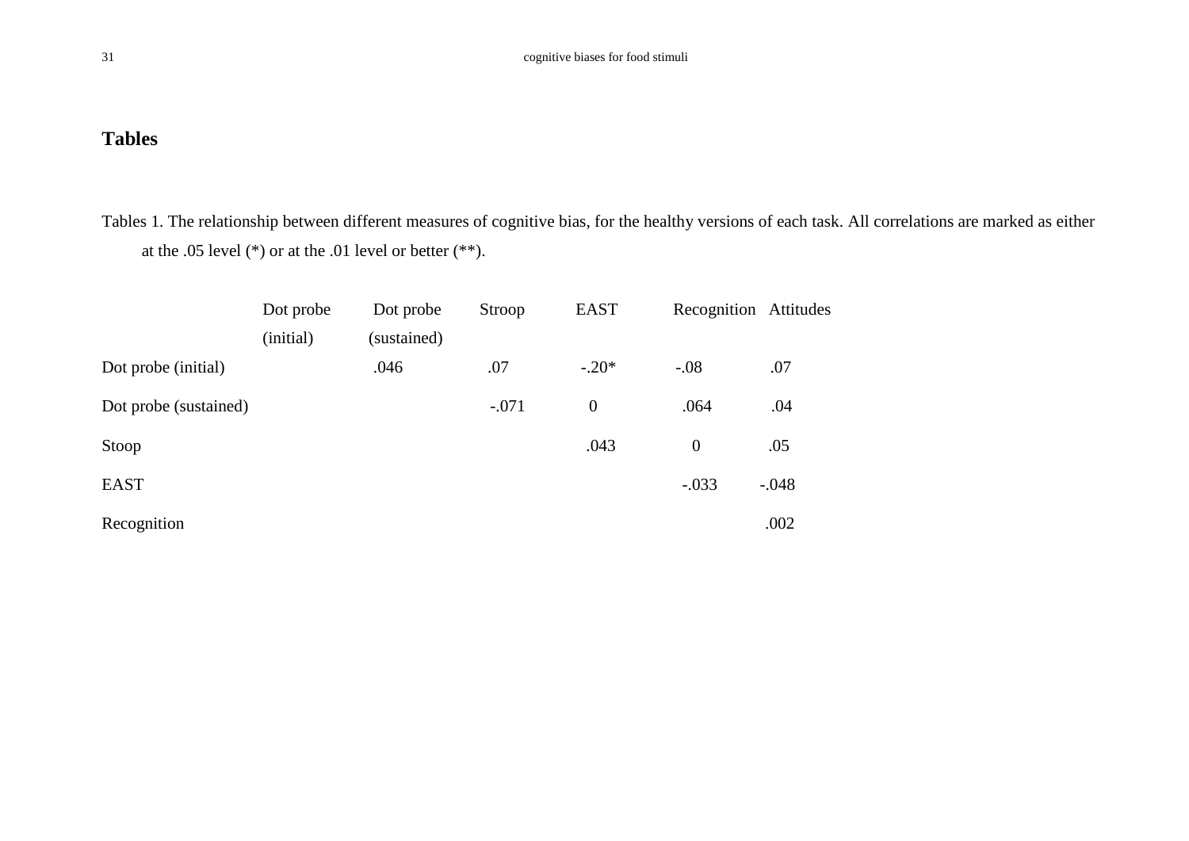## Tables

Tables 1. The relationship between different measures of cognitive bias, for the healthy versions of each task. All correlations are marked as either at the .05 level (*) or at the .01 level or better (**).

| | Dot probe (initial) | Dot probe (sustained) | Stroop | EAST | Recognition | Attitudes |
|---|---|---|---|---|---|---|
| Dot probe (initial) | | .046 | .07 | -.20* | -.08 | .07 |
| Dot probe (sustained) | | | -.071 | 0 | .064 | .04 |
| Stoop | | | | .043 | 0 | .05 |
| EAST | | | | | -.033 | -.048 |
| Recognition | | | | | | .002 |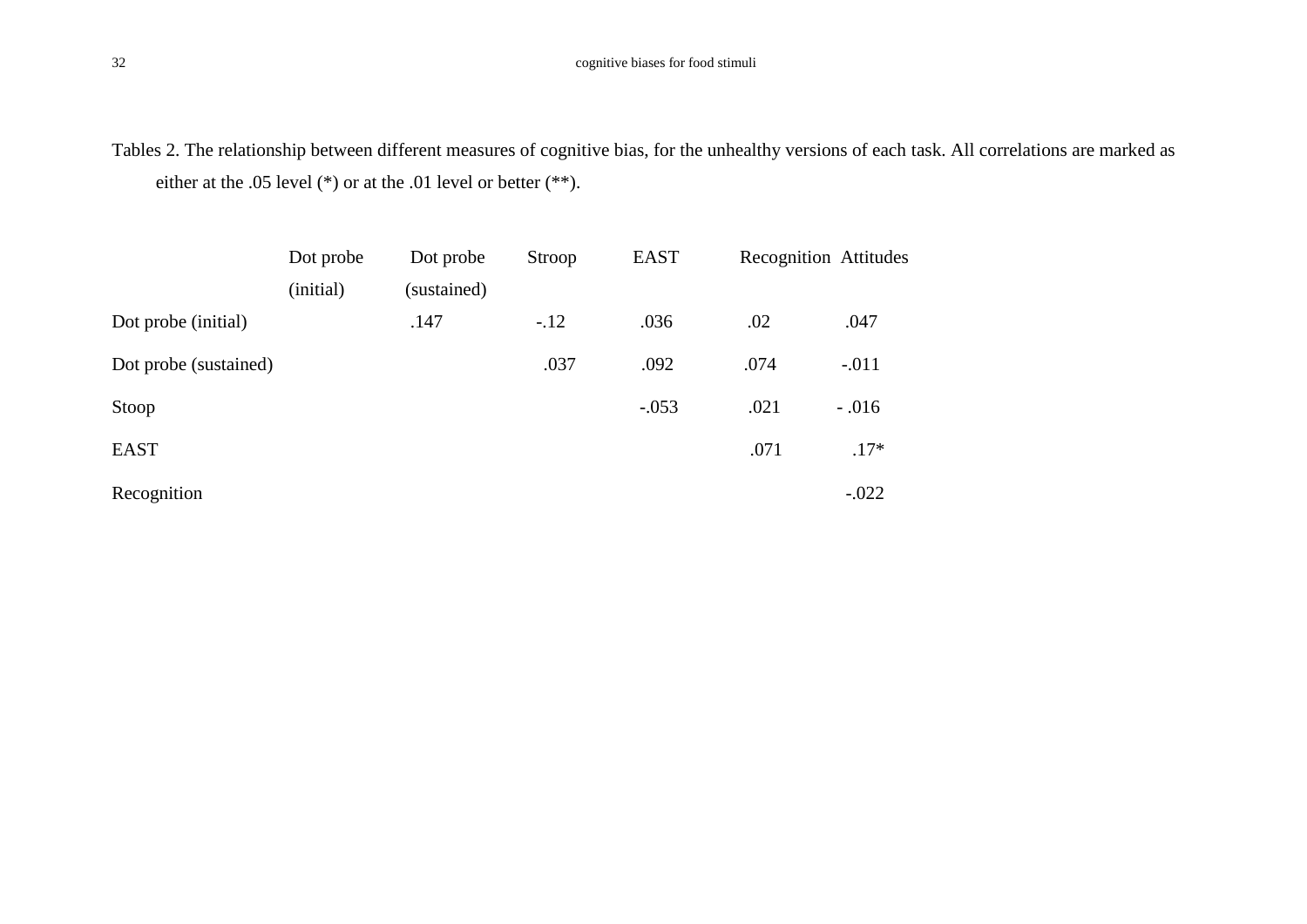Tables 2. The relationship between different measures of cognitive bias, for the unhealthy versions of each task. All correlations are marked as either at the .05 level (*) or at the .01 level or better (**).

| | Dot probe (initial) | Dot probe (sustained) | Stroop | EAST | Recognition | Attitudes |
|---|---|---|---|---|---|---|
| Dot probe (initial) | | .147 | -.12 | .036 | .02 | .047 |
| Dot probe (sustained) | | | .037 | .092 | .074 | -.011 |
| Stroop | | | | -.053 | .021 | - .016 |
| EAST | | | | | .071 | .17* |
| Recognition | | | | | | -.022 |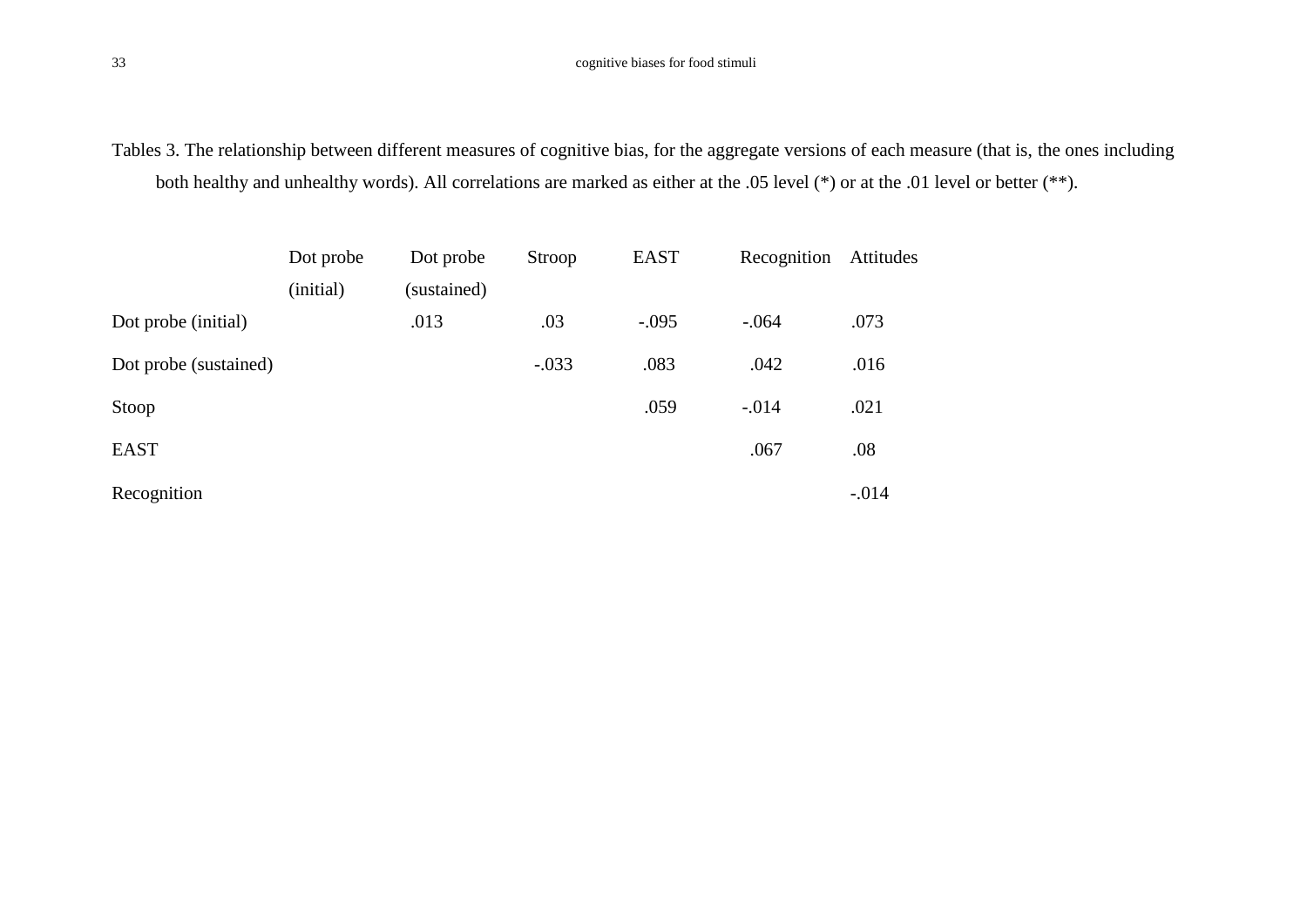Tables 3. The relationship between different measures of cognitive bias, for the aggregate versions of each measure (that is, the ones including both healthy and unhealthy words). All correlations are marked as either at the .05 level (*) or at the .01 level or better (**).

| | Dot probe (initial) | Dot probe (sustained) | Stroop | EAST | Recognition | Attitudes |
|---|---|---|---|---|---|---|
| Dot probe (initial) | | .013 | .03 | -.095 | -.064 | .073 |
| Dot probe (sustained) | | | -.033 | .083 | .042 | .016 |
| Stoop | | | | .059 | -.014 | .021 |
| EAST | | | | | .067 | .08 |
| Recognition | | | | | | -.014 |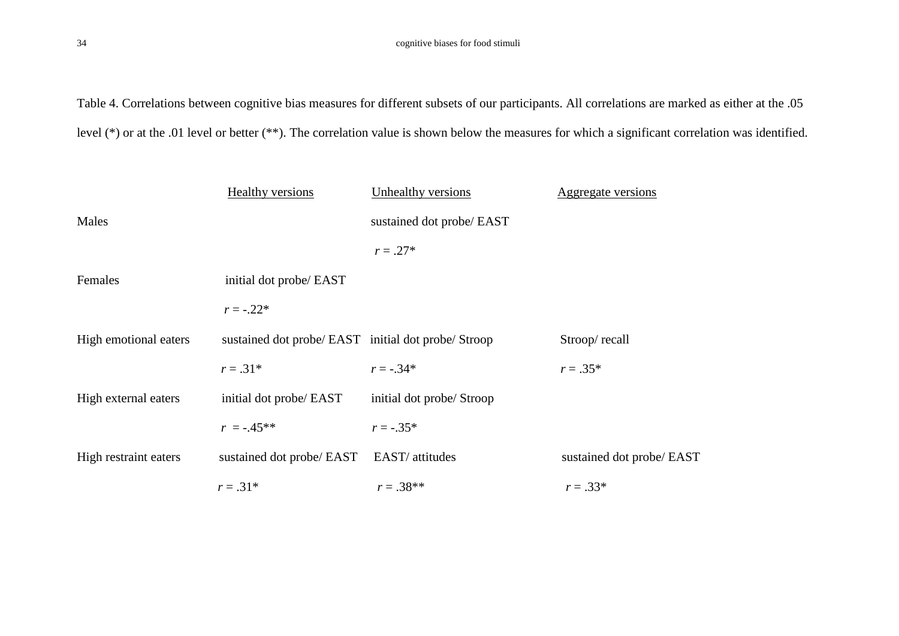Table 4. Correlations between cognitive bias measures for different subsets of our participants. All correlations are marked as either at the .05 level (*) or at the .01 level or better (**). The correlation value is shown below the measures for which a significant correlation was identified.

| | Healthy versions | Unhealthy versions | Aggregate versions |
|---|---|---|---|
| Males | | sustained dot probe/ EAST | |
| | | *r* = .27* | |
| Females | initial dot probe/ EAST | | |
| | *r* = -.22* | | |
| High emotional eaters | sustained dot probe/ EAST | initial dot probe/ Stroop | Stroop/ recall |
| | *r* = .31* | *r* = -.34* | *r* = .35* |
| High external eaters | initial dot probe/ EAST | initial dot probe/ Stroop | |
| | *r* = -.45** | *r* = -.35* | |
| High restraint eaters | sustained dot probe/ EAST | EAST/ attitudes | sustained dot probe/ EAST |
| | *r* = .31* | *r* = .38** | *r* = .33* |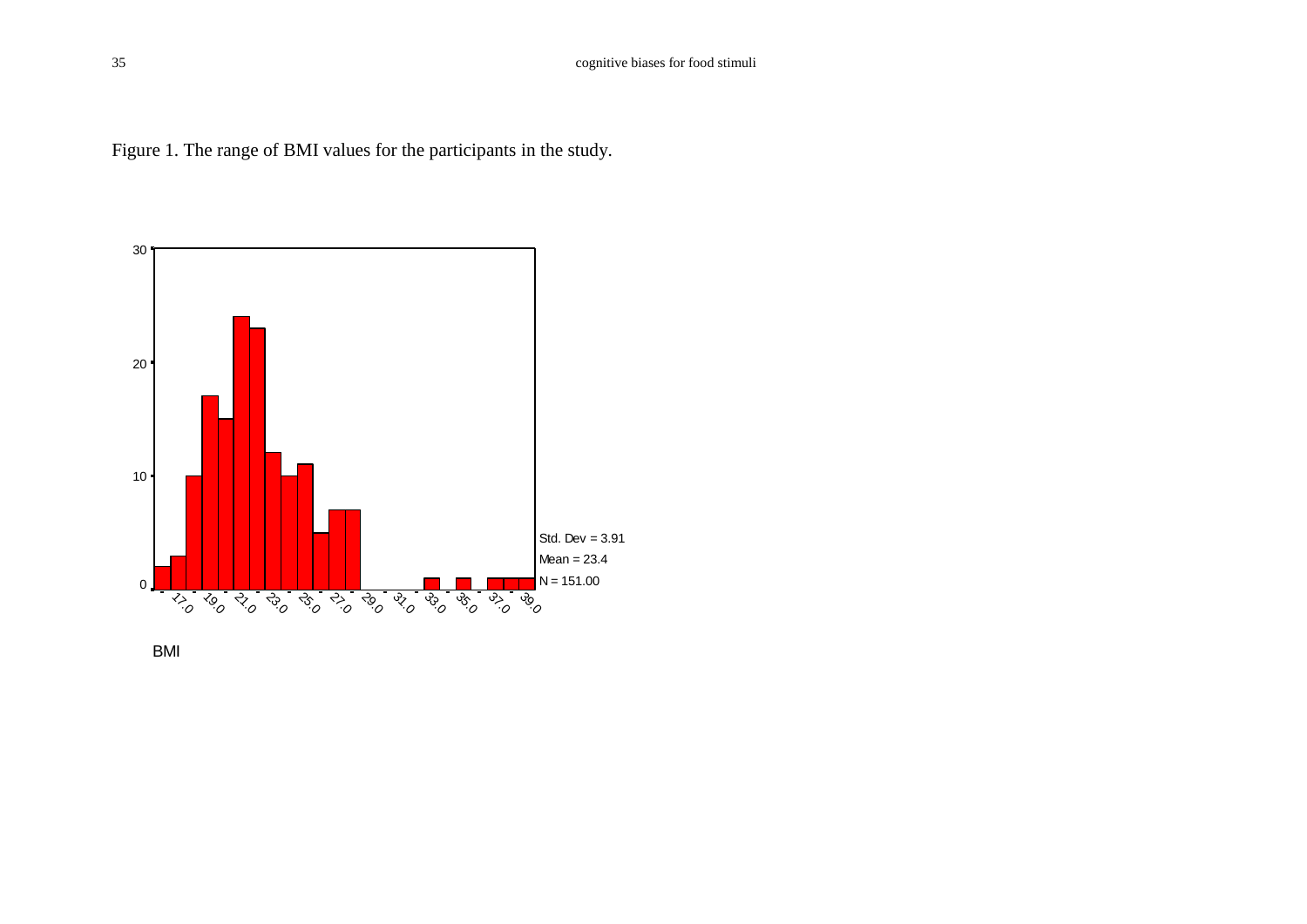Figure 1. The range of BMI values for the participants in the study.

Std. Dev = 3.91

Mean = 23.4

N = 151.00

BMI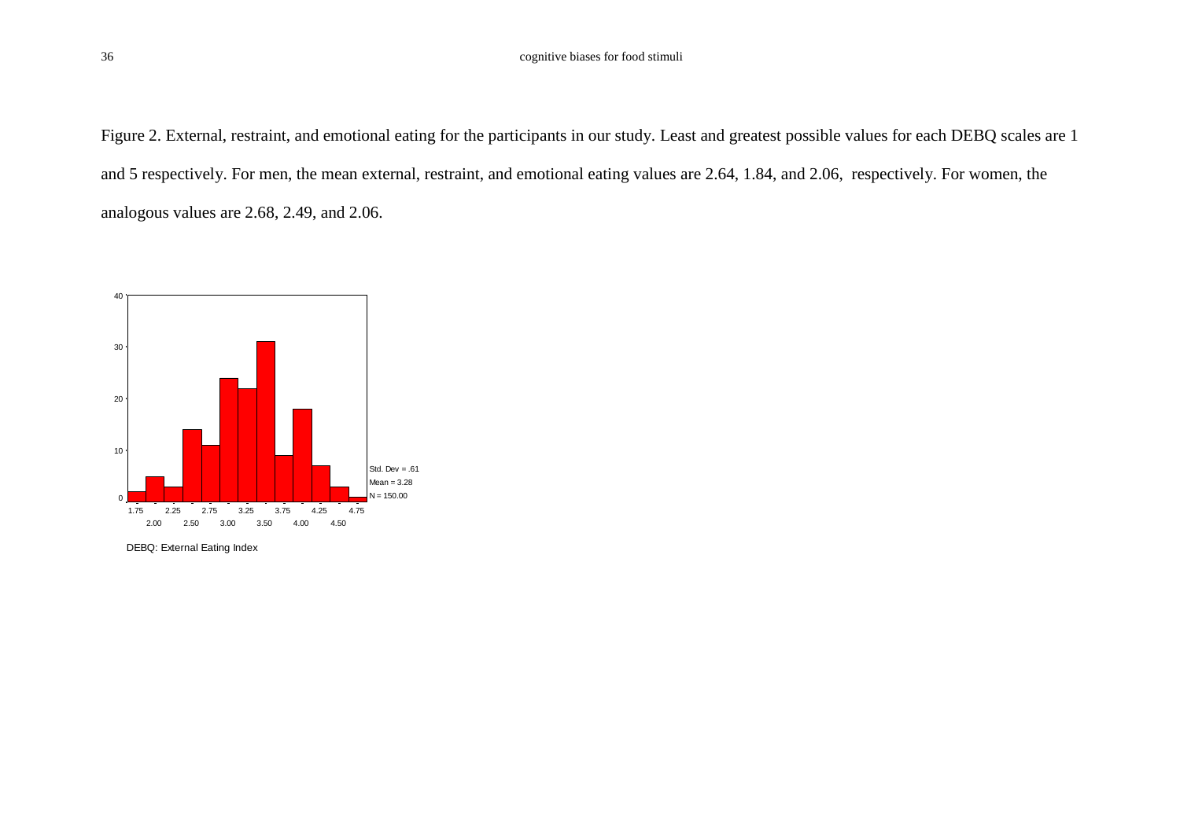Figure 2. External, restraint, and emotional eating for the participants in our study. Least and greatest possible values for each DEBQ scales are 1 and 5 respectively. For men, the mean external, restraint, and emotional eating values are 2.64, 1.84, and 2.06, respectively. For women, the analogous values are 2.68, 2.49, and 2.06.

Std. Dev = .61
Mean = 3.28
N = 150.00

DEBQ: External Eating Index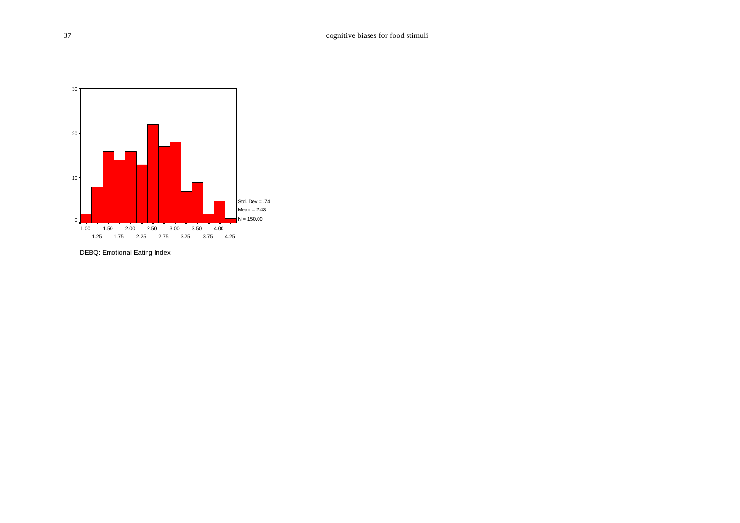DEBQ: Emotional Eating Index

Std. Dev = .74
Mean = 2.43
N = 150.00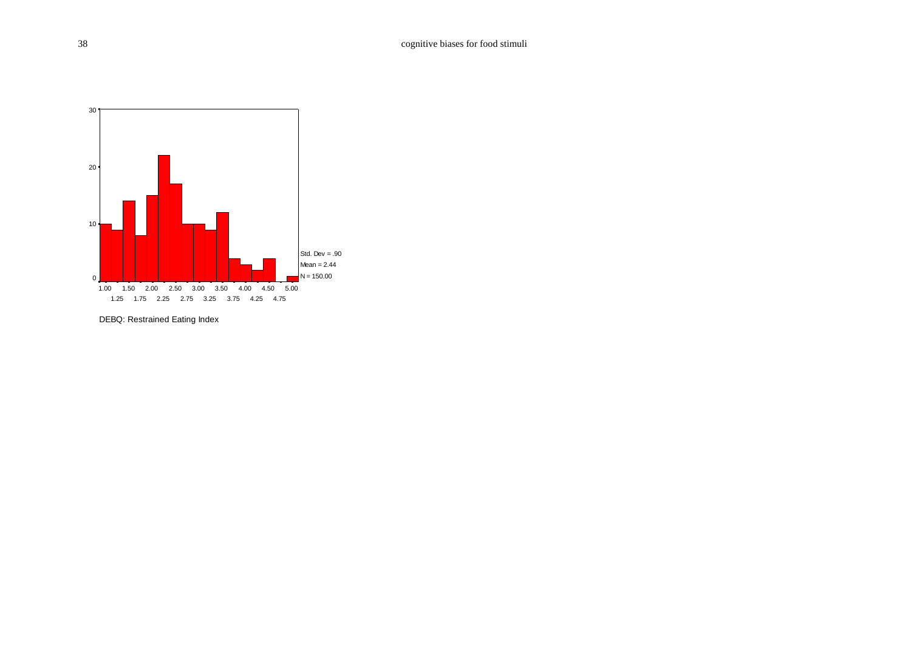DEBQ: Restrained Eating Index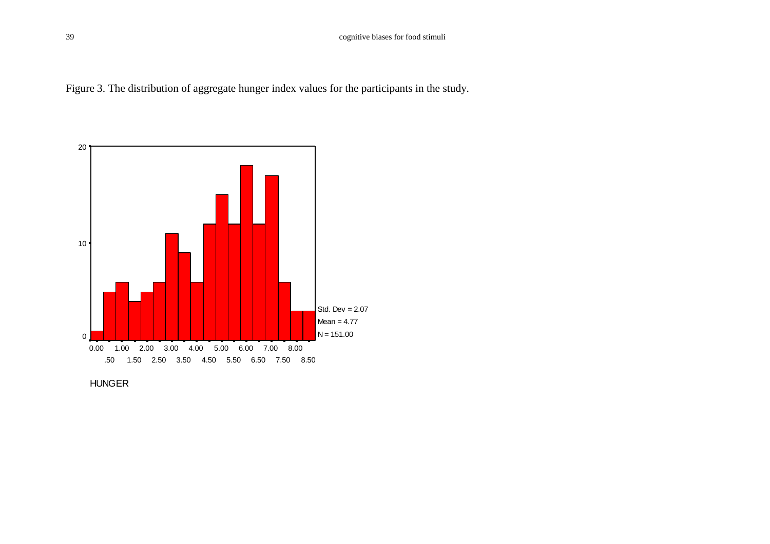Figure 3. The distribution of aggregate hunger index values for the participants in the study.

Std. Dev = 2.07
Mean = 4.77
N = 151.00

HUNGER